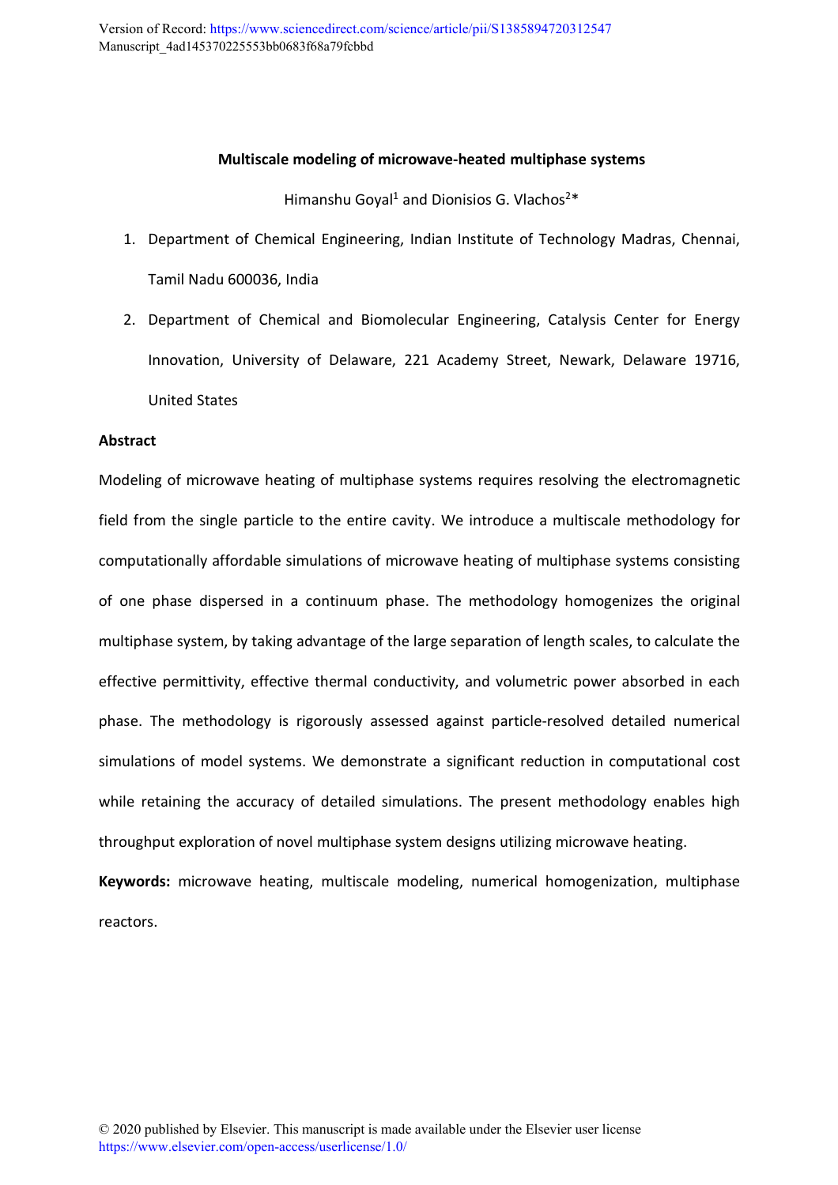Version of Record: https://www.sciencedirect.com/science/article/pii/S1385894720312547
Manuscript_4ad145370225553bb0683f68a79fcbbd

# Multiscale modeling of microwave-heated multiphase systems

Himanshu Goyal[1] and Dionisios G. Vlachos[2]*

1. Department of Chemical Engineering, Indian Institute of Technology Madras, Chennai, Tamil Nadu 600036, India
2. Department of Chemical and Biomolecular Engineering, Catalysis Center for Energy Innovation, University of Delaware, 221 Academy Street, Newark, Delaware 19716, United States

## Abstract

Modeling of microwave heating of multiphase systems requires resolving the electromagnetic field from the single particle to the entire cavity. We introduce a multiscale methodology for computationally affordable simulations of microwave heating of multiphase systems consisting of one phase dispersed in a continuum phase. The methodology homogenizes the original multiphase system, by taking advantage of the large separation of length scales, to calculate the effective permittivity, effective thermal conductivity, and volumetric power absorbed in each phase. The methodology is rigorously assessed against particle-resolved detailed numerical simulations of model systems. We demonstrate a significant reduction in computational cost while retaining the accuracy of detailed simulations. The present methodology enables high throughput exploration of novel multiphase system designs utilizing microwave heating.

**Keywords:** microwave heating, multiscale modeling, numerical homogenization, multiphase reactors.

© 2020 published by Elsevier. This manuscript is made available under the Elsevier user license https://www.elsevier.com/open-access/userlicense/1.0/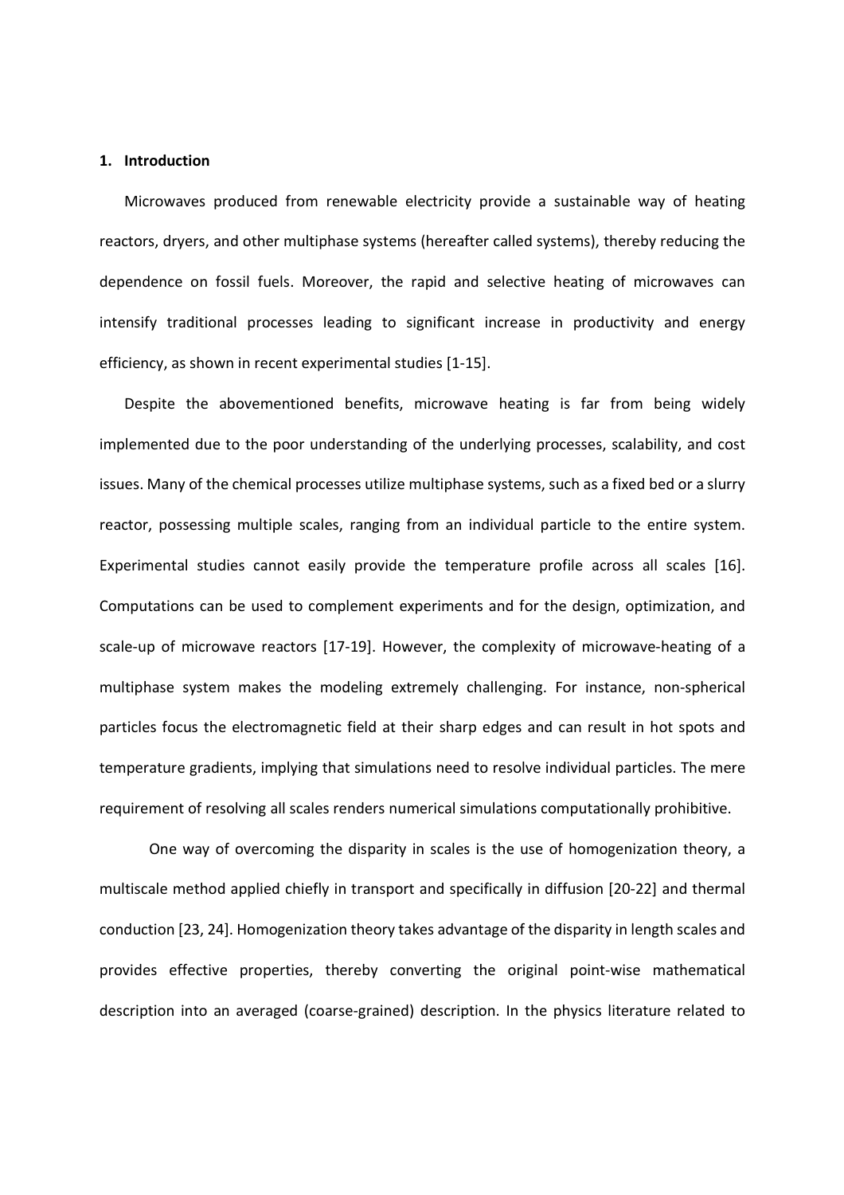## 1. Introduction

Microwaves produced from renewable electricity provide a sustainable way of heating reactors, dryers, and other multiphase systems (hereafter called systems), thereby reducing the dependence on fossil fuels. Moreover, the rapid and selective heating of microwaves can intensify traditional processes leading to significant increase in productivity and energy efficiency, as shown in recent experimental studies [1-15].

Despite the abovementioned benefits, microwave heating is far from being widely implemented due to the poor understanding of the underlying processes, scalability, and cost issues. Many of the chemical processes utilize multiphase systems, such as a fixed bed or a slurry reactor, possessing multiple scales, ranging from an individual particle to the entire system. Experimental studies cannot easily provide the temperature profile across all scales [16]. Computations can be used to complement experiments and for the design, optimization, and scale-up of microwave reactors [17-19]. However, the complexity of microwave-heating of a multiphase system makes the modeling extremely challenging. For instance, non-spherical particles focus the electromagnetic field at their sharp edges and can result in hot spots and temperature gradients, implying that simulations need to resolve individual particles. The mere requirement of resolving all scales renders numerical simulations computationally prohibitive.

One way of overcoming the disparity in scales is the use of homogenization theory, a multiscale method applied chiefly in transport and specifically in diffusion [20-22] and thermal conduction [23, 24]. Homogenization theory takes advantage of the disparity in length scales and provides effective properties, thereby converting the original point-wise mathematical description into an averaged (coarse-grained) description. In the physics literature related to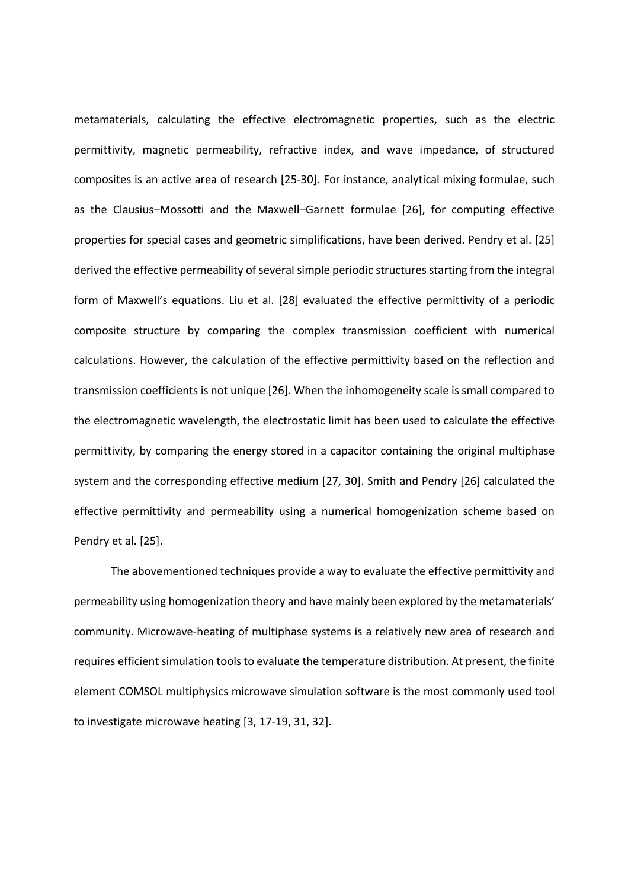metamaterials, calculating the effective electromagnetic properties, such as the electric permittivity, magnetic permeability, refractive index, and wave impedance, of structured composites is an active area of research [25-30]. For instance, analytical mixing formulae, such as the Clausius–Mossotti and the Maxwell–Garnett formulae [26], for computing effective properties for special cases and geometric simplifications, have been derived. Pendry et al. [25] derived the effective permeability of several simple periodic structures starting from the integral form of Maxwell's equations. Liu et al. [28] evaluated the effective permittivity of a periodic composite structure by comparing the complex transmission coefficient with numerical calculations. However, the calculation of the effective permittivity based on the reflection and transmission coefficients is not unique [26]. When the inhomogeneity scale is small compared to the electromagnetic wavelength, the electrostatic limit has been used to calculate the effective permittivity, by comparing the energy stored in a capacitor containing the original multiphase system and the corresponding effective medium [27, 30]. Smith and Pendry [26] calculated the effective permittivity and permeability using a numerical homogenization scheme based on Pendry et al. [25].

The abovementioned techniques provide a way to evaluate the effective permittivity and permeability using homogenization theory and have mainly been explored by the metamaterials' community. Microwave-heating of multiphase systems is a relatively new area of research and requires efficient simulation tools to evaluate the temperature distribution. At present, the finite element COMSOL multiphysics microwave simulation software is the most commonly used tool to investigate microwave heating [3, 17-19, 31, 32].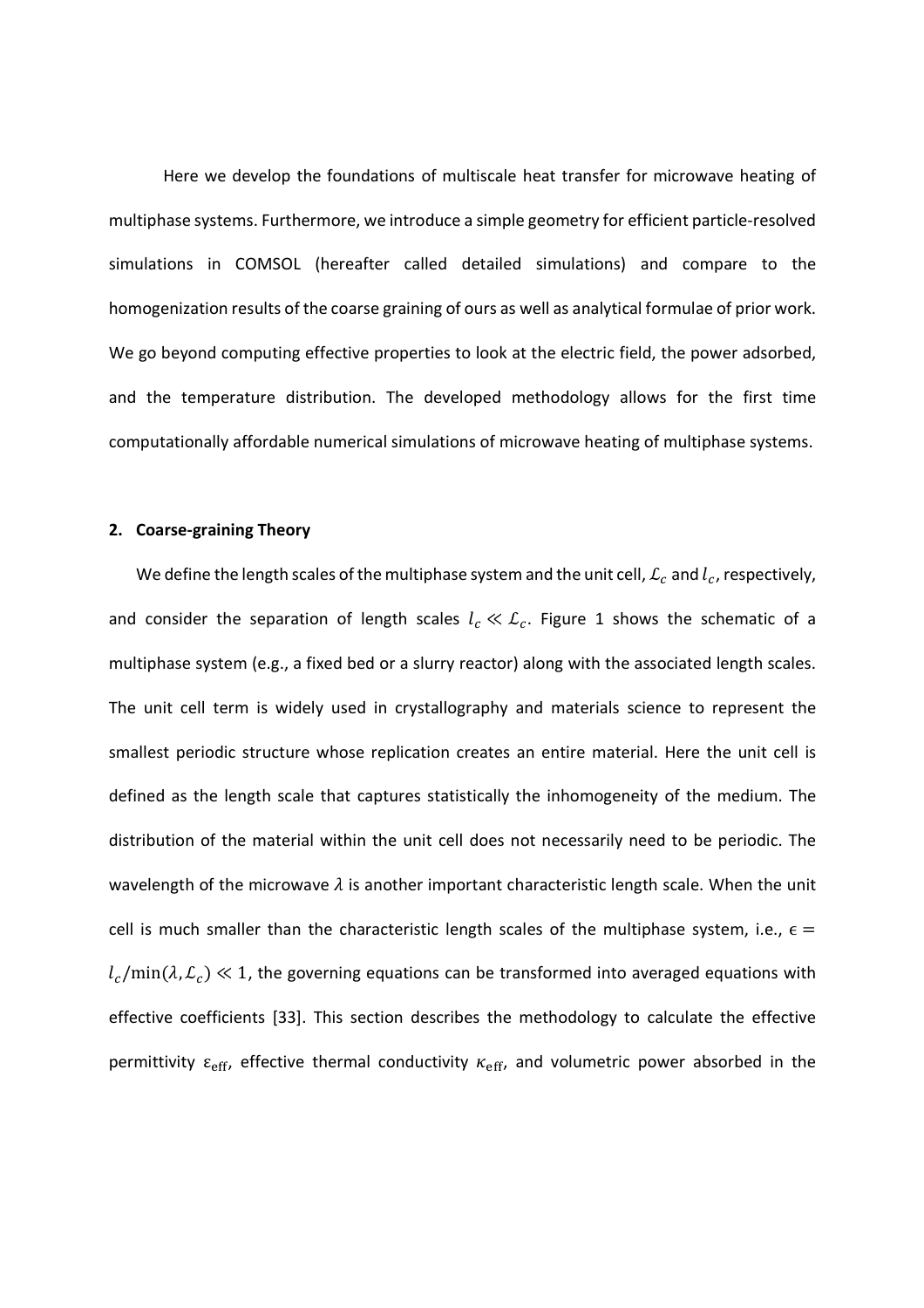Here we develop the foundations of multiscale heat transfer for microwave heating of multiphase systems. Furthermore, we introduce a simple geometry for efficient particle-resolved simulations in COMSOL (hereafter called detailed simulations) and compare to the homogenization results of the coarse graining of ours as well as analytical formulae of prior work. We go beyond computing effective properties to look at the electric field, the power adsorbed, and the temperature distribution. The developed methodology allows for the first time computationally affordable numerical simulations of microwave heating of multiphase systems.

## 2. Coarse-graining Theory

We define the length scales of the multiphase system and the unit cell, $\mathcal{L}_c$ and $l_c$, respectively, and consider the separation of length scales $l_c \ll \mathcal{L}_c$. Figure 1 shows the schematic of a multiphase system (e.g., a fixed bed or a slurry reactor) along with the associated length scales. The unit cell term is widely used in crystallography and materials science to represent the smallest periodic structure whose replication creates an entire material. Here the unit cell is defined as the length scale that captures statistically the inhomogeneity of the medium. The distribution of the material within the unit cell does not necessarily need to be periodic. The wavelength of the microwave $\lambda$ is another important characteristic length scale. When the unit cell is much smaller than the characteristic length scales of the multiphase system, i.e., $\epsilon = l_c/\min(\lambda, \mathcal{L}_c) \ll 1$, the governing equations can be transformed into averaged equations with effective coefficients [33]. This section describes the methodology to calculate the effective permittivity $\varepsilon_{\text{eff}}$, effective thermal conductivity $\kappa_{\text{eff}}$, and volumetric power absorbed in the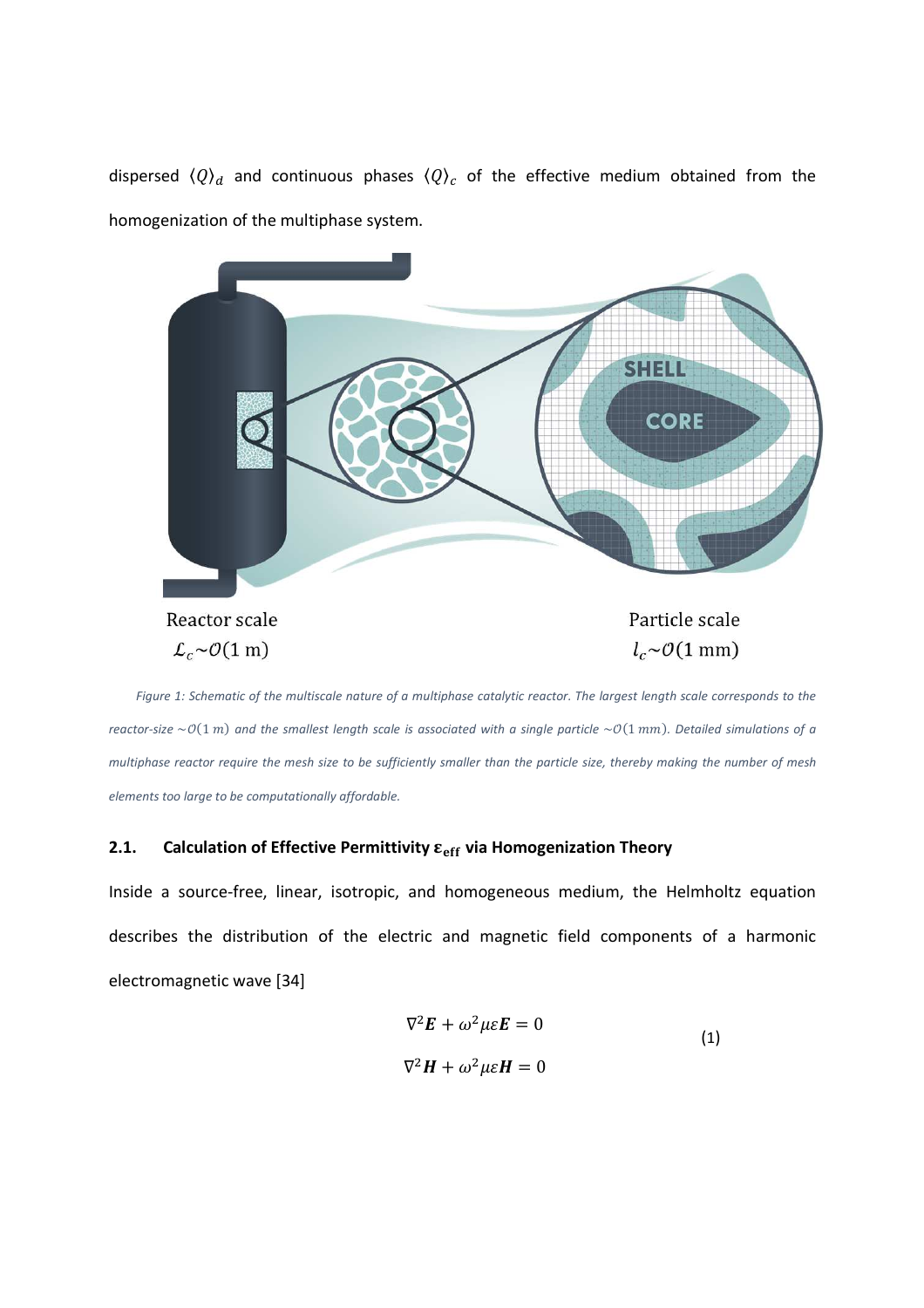dispersed $\langle Q \rangle_d$ and continuous phases $\langle Q \rangle_c$ of the effective medium obtained from the homogenization of the multiphase system.

*Figure 1: Schematic of the multiscale nature of a multiphase catalytic reactor. The largest length scale corresponds to the reactor-size $\sim\mathcal{O}(1\ m)$ and the smallest length scale is associated with a single particle $\sim\mathcal{O}(1\ mm)$. Detailed simulations of a multiphase reactor require the mesh size to be sufficiently smaller than the particle size, thereby making the number of mesh elements too large to be computationally affordable.*

### 2.1. Calculation of Effective Permittivity $\varepsilon_{\text{eff}}$ via Homogenization Theory

Inside a source-free, linear, isotropic, and homogeneous medium, the Helmholtz equation describes the distribution of the electric and magnetic field components of a harmonic electromagnetic wave [34]

$$
\begin{aligned}
\nabla^2 \boldsymbol{E} + \omega^2 \mu \varepsilon \boldsymbol{E} = 0 \\
\nabla^2 \boldsymbol{H} + \omega^2 \mu \varepsilon \boldsymbol{H} = 0
\end{aligned}
\tag{1}
$$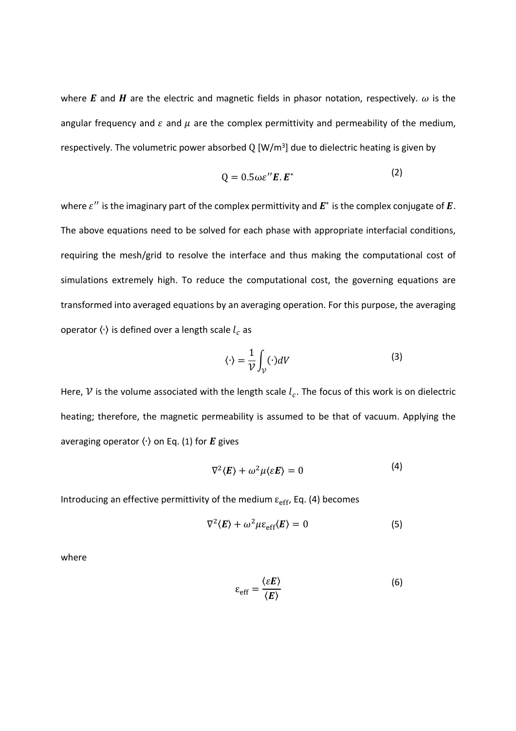where $\boldsymbol{E}$ and $\boldsymbol{H}$ are the electric and magnetic fields in phasor notation, respectively. $\omega$ is the angular frequency and $\varepsilon$ and $\mu$ are the complex permittivity and permeability of the medium, respectively. The volumetric power absorbed Q [W/m$^3$] due to dielectric heating is given by

$$\mathrm{Q} = 0.5\omega\varepsilon''\boldsymbol{E}.\boldsymbol{E}^* \tag{2}$$

where $\varepsilon''$ is the imaginary part of the complex permittivity and $\boldsymbol{E}^*$ is the complex conjugate of $\boldsymbol{E}$. The above equations need to be solved for each phase with appropriate interfacial conditions, requiring the mesh/grid to resolve the interface and thus making the computational cost of simulations extremely high. To reduce the computational cost, the governing equations are transformed into averaged equations by an averaging operation. For this purpose, the averaging operator $\langle\cdot\rangle$ is defined over a length scale $l_c$ as

$$\langle\cdot\rangle = \frac{1}{\mathcal{V}}\int_{\mathcal{V}}(\cdot)dV \tag{3}$$

Here, $\mathcal{V}$ is the volume associated with the length scale $l_c$. The focus of this work is on dielectric heating; therefore, the magnetic permeability is assumed to be that of vacuum. Applying the averaging operator $\langle\cdot\rangle$ on Eq. (1) for $\boldsymbol{E}$ gives

$$\nabla^2\langle\boldsymbol{E}\rangle + \omega^2\mu\langle\varepsilon\boldsymbol{E}\rangle = 0 \tag{4}$$

Introducing an effective permittivity of the medium $\varepsilon_{\text{eff}}$, Eq. (4) becomes

$$\nabla^2\langle\boldsymbol{E}\rangle + \omega^2\mu\varepsilon_{\text{eff}}\langle\boldsymbol{E}\rangle = 0 \tag{5}$$

where

$$\varepsilon_{\text{eff}} = \frac{\langle\varepsilon\boldsymbol{E}\rangle}{\langle\boldsymbol{E}\rangle} \tag{6}$$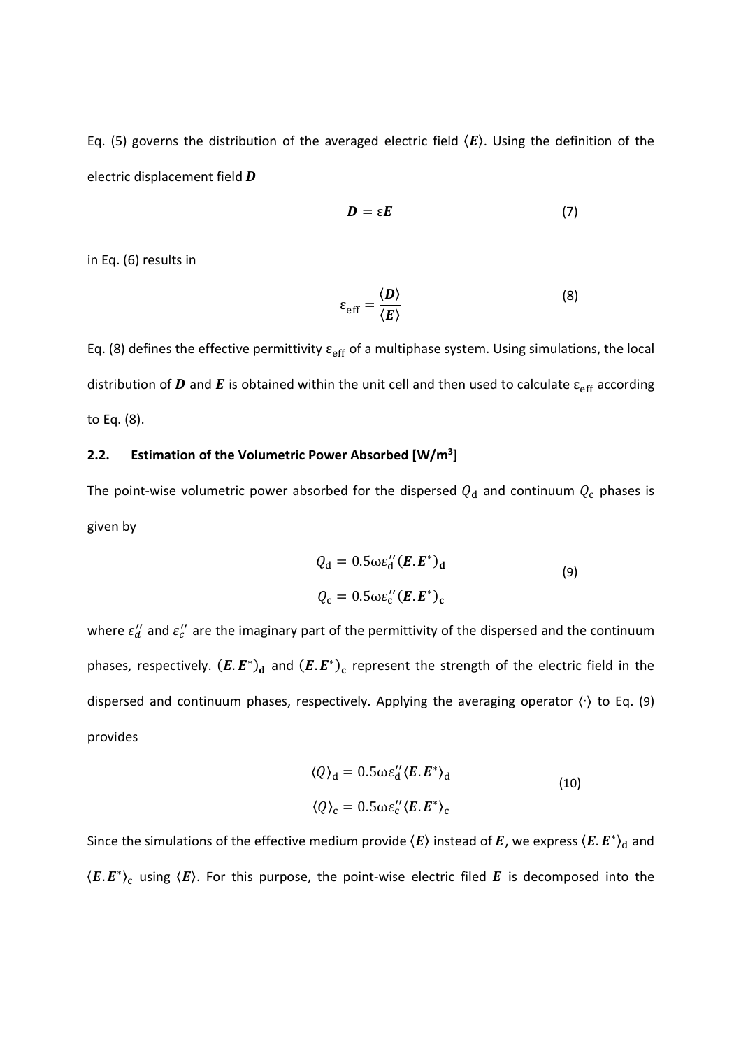Eq. (5) governs the distribution of the averaged electric field $\langle \boldsymbol{E} \rangle$. Using the definition of the electric displacement field $\boldsymbol{D}$

$$\boldsymbol{D} = \varepsilon \boldsymbol{E} \tag{7}$$

in Eq. (6) results in

$$\varepsilon_{\text{eff}} = \frac{\langle \boldsymbol{D} \rangle}{\langle \boldsymbol{E} \rangle} \tag{8}$$

Eq. (8) defines the effective permittivity $\varepsilon_{\text{eff}}$ of a multiphase system. Using simulations, the local distribution of $\boldsymbol{D}$ and $\boldsymbol{E}$ is obtained within the unit cell and then used to calculate $\varepsilon_{\text{eff}}$ according to Eq. (8).

### 2.2. Estimation of the Volumetric Power Absorbed [W/m$^3$]

The point-wise volumetric power absorbed for the dispersed $Q_{\text{d}}$ and continuum $Q_{\text{c}}$ phases is given by

$$Q_{\text{d}} = 0.5\omega\varepsilon_{\text{d}}''(\boldsymbol{E}.\boldsymbol{E}^*)_{\mathbf{d}}$$
$$Q_{\text{c}} = 0.5\omega\varepsilon_{\text{c}}''(\boldsymbol{E}.\boldsymbol{E}^*)_{\mathbf{c}} \tag{9}$$

where $\varepsilon_d''$ and $\varepsilon_c''$ are the imaginary part of the permittivity of the dispersed and the continuum phases, respectively. $(\boldsymbol{E}.\boldsymbol{E}^*)_{\mathbf{d}}$ and $(\boldsymbol{E}.\boldsymbol{E}^*)_{\mathbf{c}}$ represent the strength of the electric field in the dispersed and continuum phases, respectively. Applying the averaging operator $\langle \cdot \rangle$ to Eq. (9) provides

$$\langle Q \rangle_{\text{d}} = 0.5\omega\varepsilon_{\text{d}}''\langle \boldsymbol{E}.\boldsymbol{E}^* \rangle_{\text{d}}$$
$$\langle Q \rangle_{\text{c}} = 0.5\omega\varepsilon_{\text{c}}''\langle \boldsymbol{E}.\boldsymbol{E}^* \rangle_{\text{c}} \tag{10}$$

Since the simulations of the effective medium provide $\langle \boldsymbol{E} \rangle$ instead of $\boldsymbol{E}$, we express $\langle \boldsymbol{E}.\boldsymbol{E}^* \rangle_{\text{d}}$ and $\langle \boldsymbol{E}.\boldsymbol{E}^* \rangle_{\text{c}}$ using $\langle \boldsymbol{E} \rangle$. For this purpose, the point-wise electric filed $\boldsymbol{E}$ is decomposed into the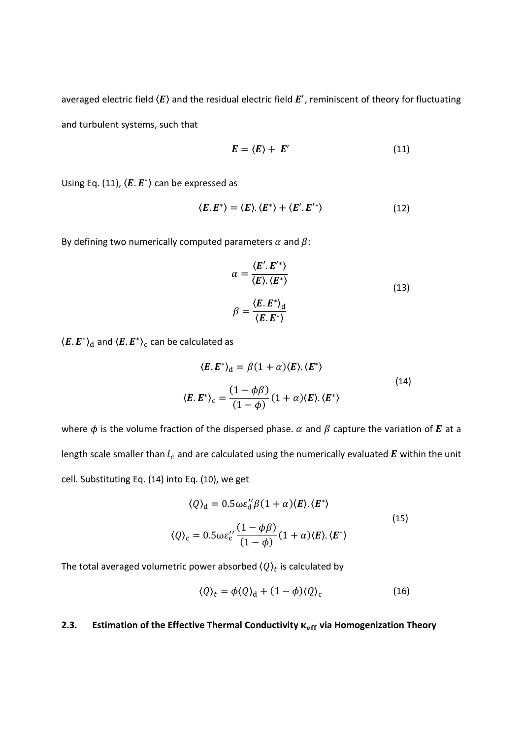averaged electric field $\langle \boldsymbol{E} \rangle$ and the residual electric field $\boldsymbol{E}'$, reminiscent of theory for fluctuating and turbulent systems, such that

$$\boldsymbol{E} = \langle \boldsymbol{E} \rangle + \boldsymbol{E}' \tag{11}$$

Using Eq. (11), $\langle \boldsymbol{E}.\boldsymbol{E}^* \rangle$ can be expressed as

$$\langle \boldsymbol{E}.\boldsymbol{E}^* \rangle = \langle \boldsymbol{E} \rangle . \langle \boldsymbol{E}^* \rangle + \langle \boldsymbol{E}'.\boldsymbol{E}'^* \rangle \tag{12}$$

By defining two numerically computed parameters $\alpha$ and $\beta$:

$$\alpha = \frac{\langle \boldsymbol{E}'.\boldsymbol{E}'^* \rangle}{\langle \boldsymbol{E} \rangle . \langle \boldsymbol{E}^* \rangle} \qquad \beta = \frac{\langle \boldsymbol{E}.\boldsymbol{E}^* \rangle_{\mathrm{d}}}{\langle \boldsymbol{E}.\boldsymbol{E}^* \rangle} \tag{13}$$

$\langle \boldsymbol{E}.\boldsymbol{E}^* \rangle_{\mathrm{d}}$ and $\langle \boldsymbol{E}.\boldsymbol{E}^* \rangle_{\mathrm{c}}$ can be calculated as

$$\langle \boldsymbol{E}.\boldsymbol{E}^* \rangle_{\mathrm{d}} = \beta(1+\alpha)\langle \boldsymbol{E} \rangle . \langle \boldsymbol{E}^* \rangle \qquad \langle \boldsymbol{E}.\boldsymbol{E}^* \rangle_{\mathrm{c}} = \frac{(1-\phi\beta)}{(1-\phi)}(1+\alpha)\langle \boldsymbol{E} \rangle . \langle \boldsymbol{E}^* \rangle \tag{14}$$

where $\phi$ is the volume fraction of the dispersed phase. $\alpha$ and $\beta$ capture the variation of $\boldsymbol{E}$ at a length scale smaller than $l_c$ and are calculated using the numerically evaluated $\boldsymbol{E}$ within the unit cell. Substituting Eq. (14) into Eq. (10), we get

$$\langle Q \rangle_{\mathrm{d}} = 0.5\omega\varepsilon_{\mathrm{d}}''\beta(1+\alpha)\langle \boldsymbol{E} \rangle . \langle \boldsymbol{E}^* \rangle \qquad \langle Q \rangle_{\mathrm{c}} = 0.5\omega\varepsilon_{\mathrm{c}}''\frac{(1-\phi\beta)}{(1-\phi)}(1+\alpha)\langle \boldsymbol{E} \rangle . \langle \boldsymbol{E}^* \rangle \tag{15}$$

The total averaged volumetric power absorbed $\langle Q \rangle_t$ is calculated by

$$\langle Q \rangle_t = \phi\langle Q \rangle_{\mathrm{d}} + (1-\phi)\langle Q \rangle_{\mathrm{c}} \tag{16}$$

### 2.3. Estimation of the Effective Thermal Conductivity $\kappa_{\mathrm{eff}}$ via Homogenization Theory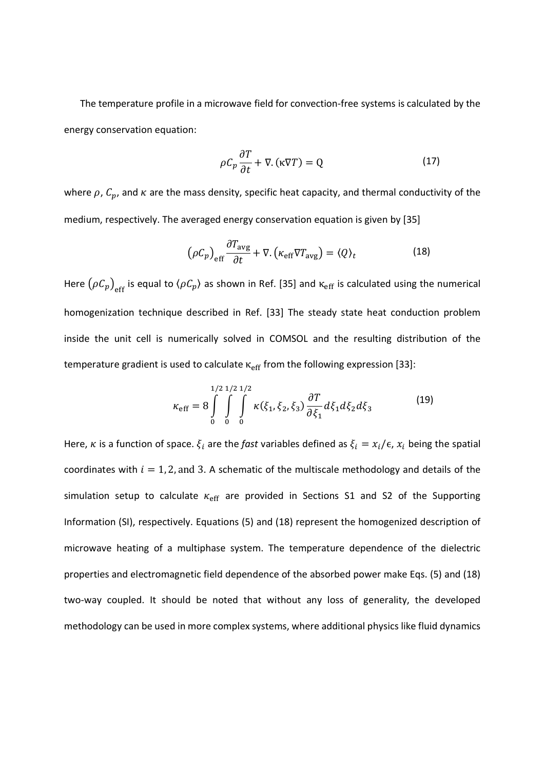The temperature profile in a microwave field for convection-free systems is calculated by the energy conservation equation:

$$\rho C_p \frac{\partial T}{\partial t} + \nabla.(\kappa \nabla T) = \mathrm{Q} \tag{17}$$

where $\rho$, $C_p$, and $\kappa$ are the mass density, specific heat capacity, and thermal conductivity of the medium, respectively. The averaged energy conservation equation is given by [35]

$$\left(\rho C_p\right)_{\text{eff}} \frac{\partial T_{\text{avg}}}{\partial t} + \nabla.\left(\kappa_{\text{eff}} \nabla T_{\text{avg}}\right) = \langle Q \rangle_t \tag{18}$$

Here $\left(\rho C_p\right)_{\text{eff}}$ is equal to $\langle \rho C_p \rangle$ as shown in Ref. [35] and $\kappa_{\text{eff}}$ is calculated using the numerical homogenization technique described in Ref. [33] The steady state heat conduction problem inside the unit cell is numerically solved in COMSOL and the resulting distribution of the temperature gradient is used to calculate $\kappa_{\text{eff}}$ from the following expression [33]:

$$\kappa_{\text{eff}} = 8 \int_0^{1/2} \int_0^{1/2} \int_0^{1/2} \kappa(\xi_1, \xi_2, \xi_3) \frac{\partial T}{\partial \xi_1} d\xi_1 d\xi_2 d\xi_3 \tag{19}$$

Here, $\kappa$ is a function of space. $\xi_i$ are the *fast* variables defined as $\xi_i = x_i/\epsilon$, $x_i$ being the spatial coordinates with $i = 1, 2, \text{and } 3$. A schematic of the multiscale methodology and details of the simulation setup to calculate $\kappa_{\text{eff}}$ are provided in Sections S1 and S2 of the Supporting Information (SI), respectively. Equations (5) and (18) represent the homogenized description of microwave heating of a multiphase system. The temperature dependence of the dielectric properties and electromagnetic field dependence of the absorbed power make Eqs. (5) and (18) two-way coupled. It should be noted that without any loss of generality, the developed methodology can be used in more complex systems, where additional physics like fluid dynamics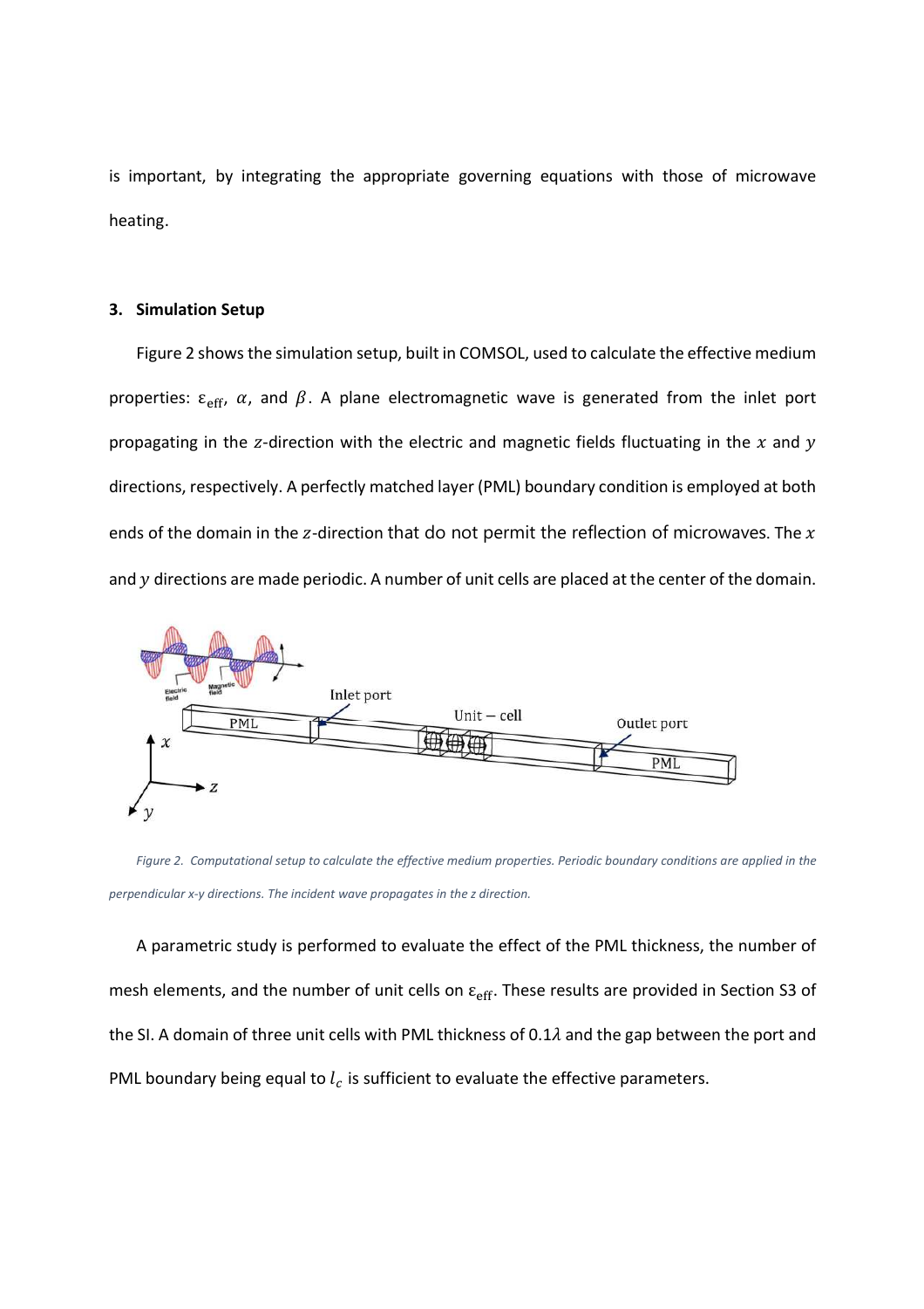is important, by integrating the appropriate governing equations with those of microwave heating.

### 3. Simulation Setup

Figure 2 shows the simulation setup, built in COMSOL, used to calculate the effective medium properties: $\varepsilon_{\text{eff}}$, $\alpha$, and $\beta$. A plane electromagnetic wave is generated from the inlet port propagating in the $z$-direction with the electric and magnetic fields fluctuating in the $x$ and $y$ directions, respectively. A perfectly matched layer (PML) boundary condition is employed at both ends of the domain in the $z$-direction that do not permit the reflection of microwaves. The $x$ and $y$ directions are made periodic. A number of unit cells are placed at the center of the domain.

*Figure 2. Computational setup to calculate the effective medium properties. Periodic boundary conditions are applied in the perpendicular x-y directions. The incident wave propagates in the z direction.*

A parametric study is performed to evaluate the effect of the PML thickness, the number of mesh elements, and the number of unit cells on $\varepsilon_{\text{eff}}$. These results are provided in Section S3 of the SI. A domain of three unit cells with PML thickness of $0.1\lambda$ and the gap between the port and PML boundary being equal to $l_c$ is sufficient to evaluate the effective parameters.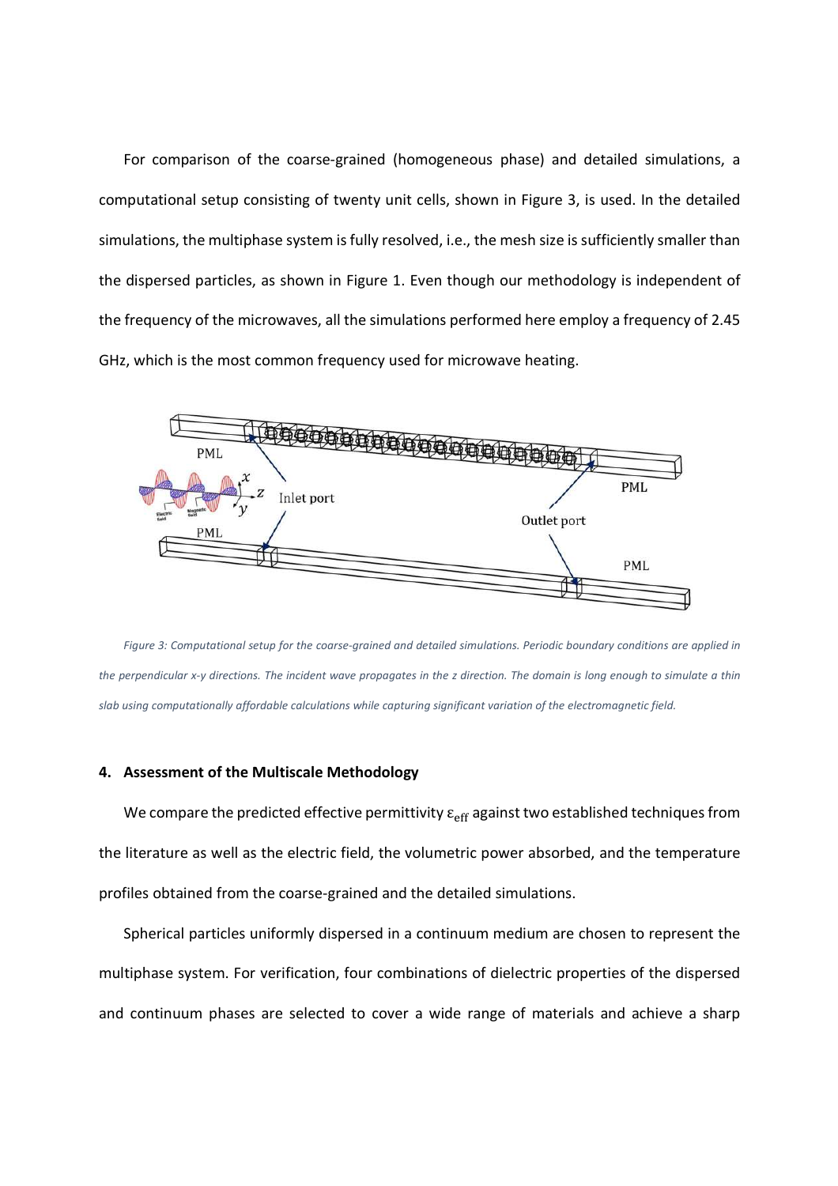For comparison of the coarse-grained (homogeneous phase) and detailed simulations, a computational setup consisting of twenty unit cells, shown in Figure 3, is used. In the detailed simulations, the multiphase system is fully resolved, i.e., the mesh size is sufficiently smaller than the dispersed particles, as shown in Figure 1. Even though our methodology is independent of the frequency of the microwaves, all the simulations performed here employ a frequency of 2.45 GHz, which is the most common frequency used for microwave heating.

*Figure 3: Computational setup for the coarse-grained and detailed simulations. Periodic boundary conditions are applied in the perpendicular x-y directions. The incident wave propagates in the z direction. The domain is long enough to simulate a thin slab using computationally affordable calculations while capturing significant variation of the electromagnetic field.*

## 4. Assessment of the Multiscale Methodology

We compare the predicted effective permittivity $\varepsilon_{\text{eff}}$ against two established techniques from the literature as well as the electric field, the volumetric power absorbed, and the temperature profiles obtained from the coarse-grained and the detailed simulations.

Spherical particles uniformly dispersed in a continuum medium are chosen to represent the multiphase system. For verification, four combinations of dielectric properties of the dispersed and continuum phases are selected to cover a wide range of materials and achieve a sharp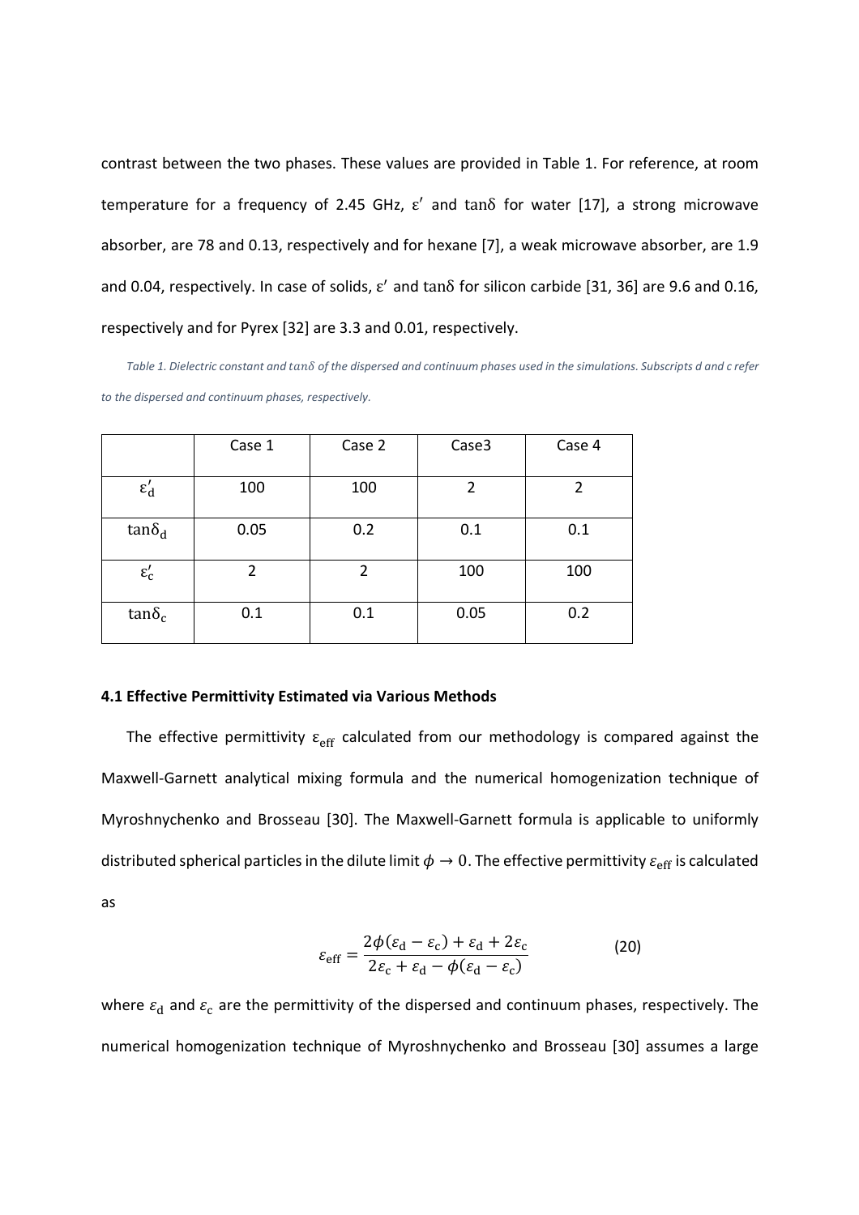contrast between the two phases. These values are provided in Table 1. For reference, at room temperature for a frequency of 2.45 GHz, $\varepsilon'$ and $\tan\delta$ for water [17], a strong microwave absorber, are 78 and 0.13, respectively and for hexane [7], a weak microwave absorber, are 1.9 and 0.04, respectively. In case of solids, $\varepsilon'$ and $\tan\delta$ for silicon carbide [31, 36] are 9.6 and 0.16, respectively and for Pyrex [32] are 3.3 and 0.01, respectively.

*Table 1. Dielectric constant and $\tan\delta$ of the dispersed and continuum phases used in the simulations. Subscripts d and c refer to the dispersed and continuum phases, respectively.*

| | Case 1 | Case 2 | Case3 | Case 4 |
|---|---|---|---|---|
| $\varepsilon'_{\mathrm{d}}$ | 100 | 100 | 2 | 2 |
| $\tan\delta_{\mathrm{d}}$ | 0.05 | 0.2 | 0.1 | 0.1 |
| $\varepsilon'_{\mathrm{c}}$ | 2 | 2 | 100 | 100 |
| $\tan\delta_{\mathrm{c}}$ | 0.1 | 0.1 | 0.05 | 0.2 |

### 4.1 Effective Permittivity Estimated via Various Methods

The effective permittivity $\varepsilon_{\mathrm{eff}}$ calculated from our methodology is compared against the Maxwell-Garnett analytical mixing formula and the numerical homogenization technique of Myroshnychenko and Brosseau [30]. The Maxwell-Garnett formula is applicable to uniformly distributed spherical particles in the dilute limit $\phi \to 0$. The effective permittivity $\varepsilon_{\mathrm{eff}}$ is calculated as

$$\varepsilon_{\mathrm{eff}} = \frac{2\phi(\varepsilon_{\mathrm{d}} - \varepsilon_{\mathrm{c}}) + \varepsilon_{\mathrm{d}} + 2\varepsilon_{\mathrm{c}}}{2\varepsilon_{\mathrm{c}} + \varepsilon_{\mathrm{d}} - \phi(\varepsilon_{\mathrm{d}} - \varepsilon_{\mathrm{c}})} \qquad (20)$$

where $\varepsilon_{\mathrm{d}}$ and $\varepsilon_{\mathrm{c}}$ are the permittivity of the dispersed and continuum phases, respectively. The numerical homogenization technique of Myroshnychenko and Brosseau [30] assumes a large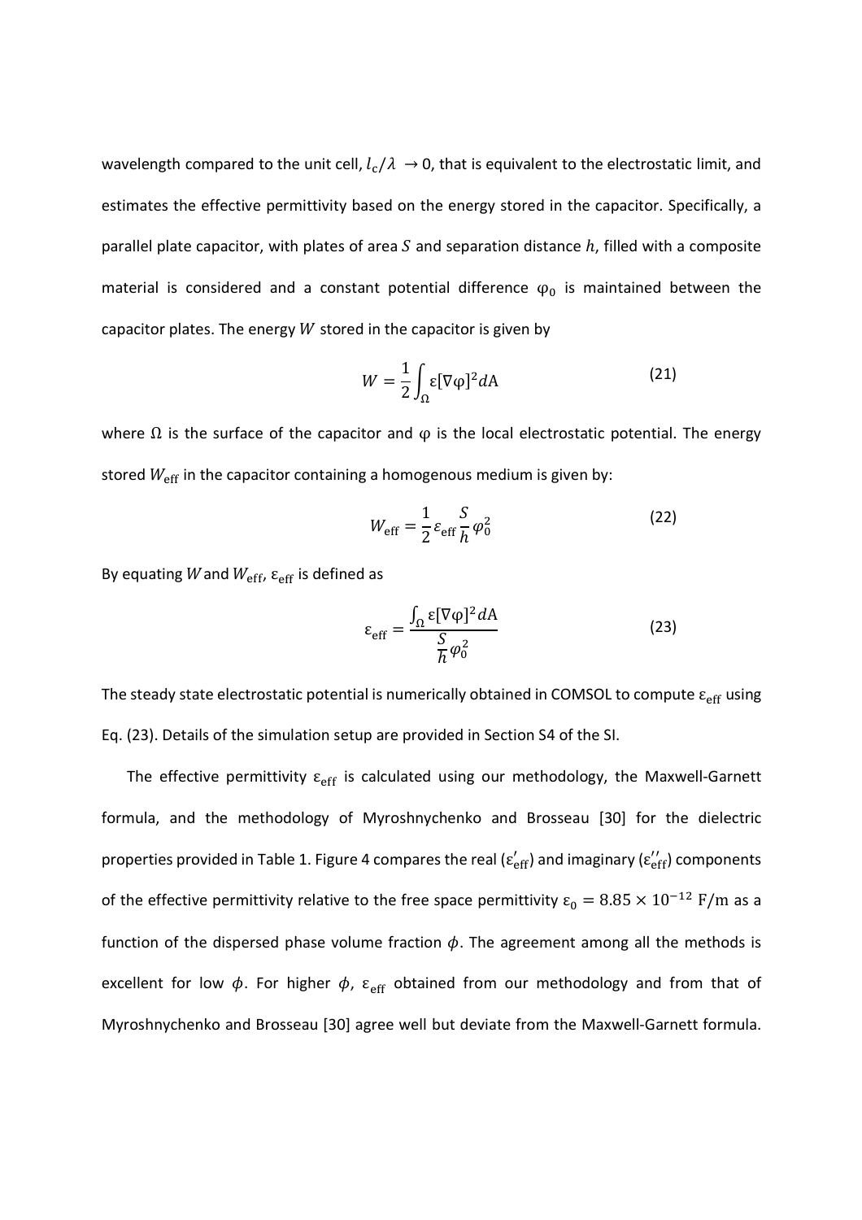wavelength compared to the unit cell, $l_c/\lambda \rightarrow 0$, that is equivalent to the electrostatic limit, and estimates the effective permittivity based on the energy stored in the capacitor. Specifically, a parallel plate capacitor, with plates of area $S$ and separation distance $h$, filled with a composite material is considered and a constant potential difference $\varphi_0$ is maintained between the capacitor plates. The energy $W$ stored in the capacitor is given by

$$W = \frac{1}{2}\int_{\Omega} \varepsilon[\nabla\varphi]^2 dA \tag{21}$$

where $\Omega$ is the surface of the capacitor and $\varphi$ is the local electrostatic potential. The energy stored $W_{\text{eff}}$ in the capacitor containing a homogenous medium is given by:

$$W_{\text{eff}} = \frac{1}{2}\varepsilon_{\text{eff}}\frac{S}{h}\varphi_0^2 \tag{22}$$

By equating $W$ and $W_{\text{eff}}$, $\varepsilon_{\text{eff}}$ is defined as

$$\varepsilon_{\text{eff}} = \frac{\int_{\Omega} \varepsilon[\nabla\varphi]^2 dA}{\frac{S}{h}\varphi_0^2} \tag{23}$$

The steady state electrostatic potential is numerically obtained in COMSOL to compute $\varepsilon_{\text{eff}}$ using Eq. (23). Details of the simulation setup are provided in Section S4 of the SI.

The effective permittivity $\varepsilon_{\text{eff}}$ is calculated using our methodology, the Maxwell-Garnett formula, and the methodology of Myroshnychenko and Brosseau [30] for the dielectric properties provided in Table 1. Figure 4 compares the real ($\varepsilon'_{\text{eff}}$) and imaginary ($\varepsilon''_{\text{eff}}$) components of the effective permittivity relative to the free space permittivity $\varepsilon_0 = 8.85 \times 10^{-12}$ F/m as a function of the dispersed phase volume fraction $\phi$. The agreement among all the methods is excellent for low $\phi$. For higher $\phi$, $\varepsilon_{\text{eff}}$ obtained from our methodology and from that of Myroshnychenko and Brosseau [30] agree well but deviate from the Maxwell-Garnett formula.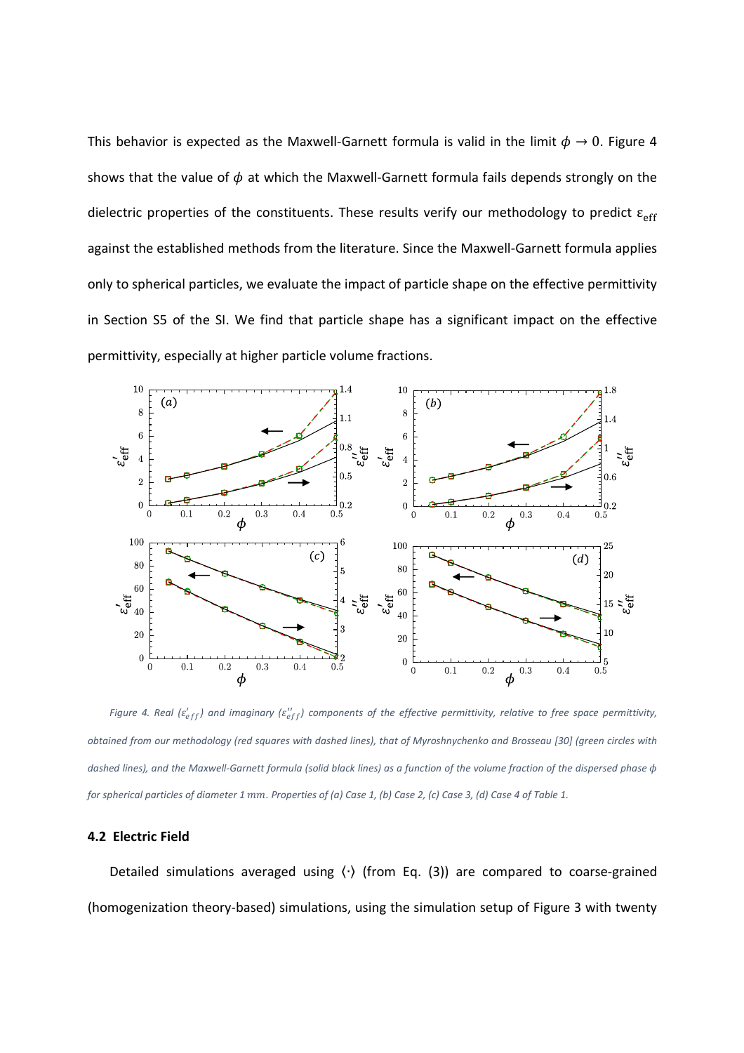This behavior is expected as the Maxwell-Garnett formula is valid in the limit $\phi \to 0$. Figure 4 shows that the value of $\phi$ at which the Maxwell-Garnett formula fails depends strongly on the dielectric properties of the constituents. These results verify our methodology to predict $\varepsilon_{\text{eff}}$ against the established methods from the literature. Since the Maxwell-Garnett formula applies only to spherical particles, we evaluate the impact of particle shape on the effective permittivity in Section S5 of the SI. We find that particle shape has a significant impact on the effective permittivity, especially at higher particle volume fractions.

*Figure 4. Real ($\varepsilon'_{eff}$) and imaginary ($\varepsilon''_{eff}$) components of the effective permittivity, relative to free space permittivity, obtained from our methodology (red squares with dashed lines), that of Myroshnychenko and Brosseau [30] (green circles with dashed lines), and the Maxwell-Garnett formula (solid black lines) as a function of the volume fraction of the dispersed phase $\phi$ for spherical particles of diameter 1 mm. Properties of (a) Case 1, (b) Case 2, (c) Case 3, (d) Case 4 of Table 1.*

### 4.2 Electric Field

Detailed simulations averaged using $\langle \cdot \rangle$ (from Eq. (3)) are compared to coarse-grained (homogenization theory-based) simulations, using the simulation setup of Figure 3 with twenty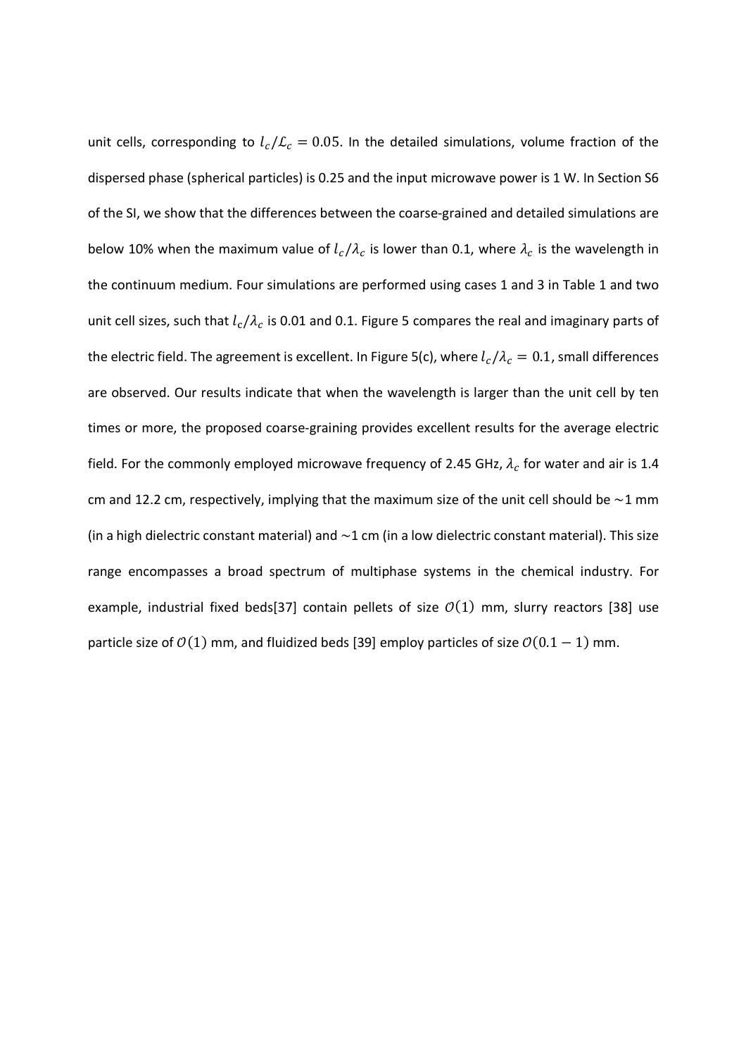unit cells, corresponding to $l_c/\mathcal{L}_c = 0.05$. In the detailed simulations, volume fraction of the dispersed phase (spherical particles) is 0.25 and the input microwave power is 1 W. In Section S6 of the SI, we show that the differences between the coarse-grained and detailed simulations are below 10% when the maximum value of $l_c/\lambda_c$ is lower than 0.1, where $\lambda_c$ is the wavelength in the continuum medium. Four simulations are performed using cases 1 and 3 in Table 1 and two unit cell sizes, such that $l_c/\lambda_c$ is 0.01 and 0.1. Figure 5 compares the real and imaginary parts of the electric field. The agreement is excellent. In Figure 5(c), where $l_c/\lambda_c = 0.1$, small differences are observed. Our results indicate that when the wavelength is larger than the unit cell by ten times or more, the proposed coarse-graining provides excellent results for the average electric field. For the commonly employed microwave frequency of 2.45 GHz, $\lambda_c$ for water and air is 1.4 cm and 12.2 cm, respectively, implying that the maximum size of the unit cell should be $\sim$1 mm (in a high dielectric constant material) and $\sim$1 cm (in a low dielectric constant material). This size range encompasses a broad spectrum of multiphase systems in the chemical industry. For example, industrial fixed beds[37] contain pellets of size $\mathcal{O}(1)$ mm, slurry reactors [38] use particle size of $\mathcal{O}(1)$ mm, and fluidized beds [39] employ particles of size $\mathcal{O}(0.1 - 1)$ mm.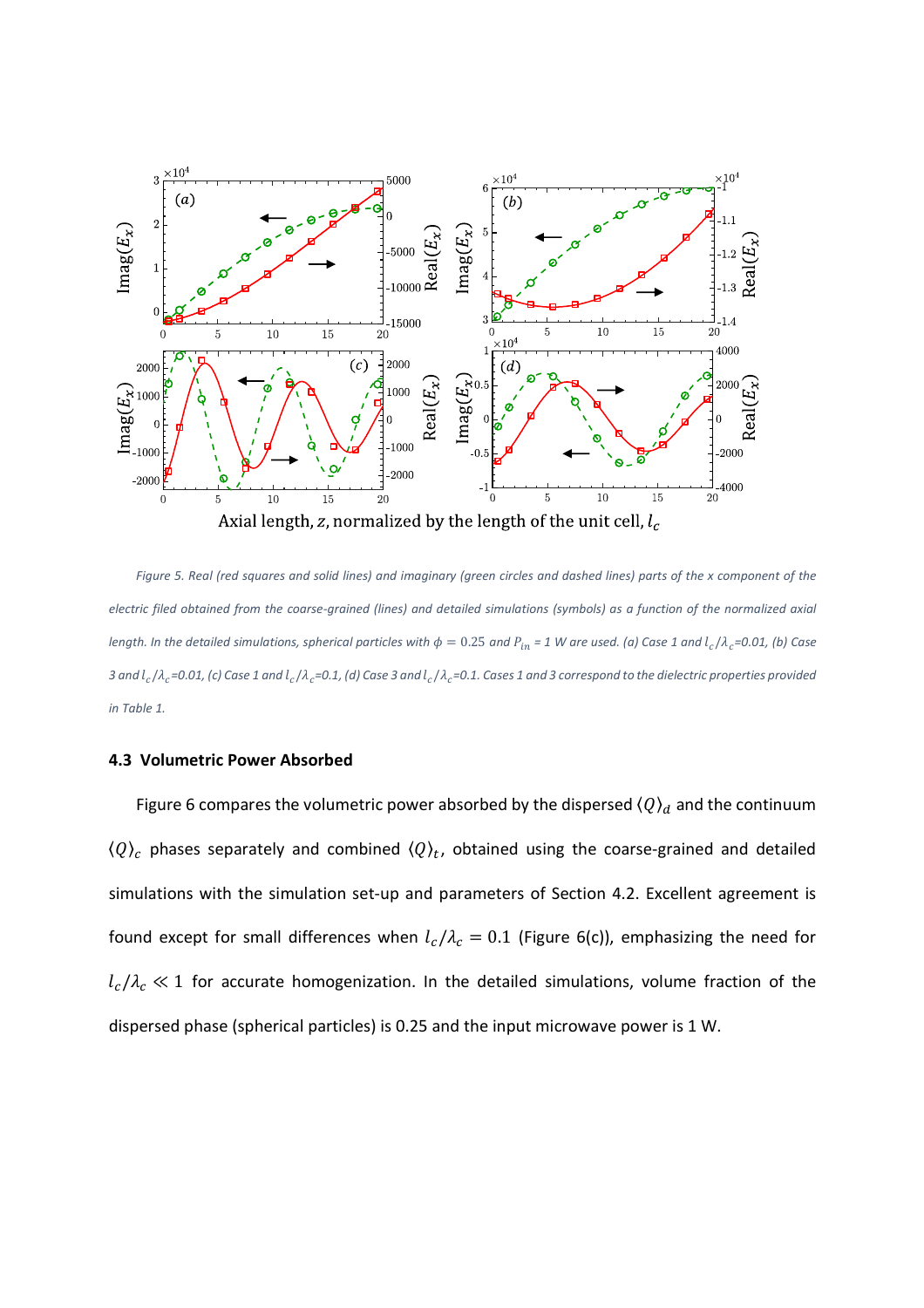Figure 5. Real (red squares and solid lines) and imaginary (green circles and dashed lines) parts of the x component of the electric filed obtained from the coarse-grained (lines) and detailed simulations (symbols) as a function of the normalized axial length. In the detailed simulations, spherical particles with $\phi = 0.25$ and $P_{in}$ = 1 W are used. (a) Case 1 and $l_c/\lambda_c$=0.01, (b) Case 3 and $l_c/\lambda_c$=0.01, (c) Case 1 and $l_c/\lambda_c$=0.1, (d) Case 3 and $l_c/\lambda_c$=0.1. Cases 1 and 3 correspond to the dielectric properties provided in Table 1.

### 4.3 Volumetric Power Absorbed

Figure 6 compares the volumetric power absorbed by the dispersed $\langle Q \rangle_d$ and the continuum $\langle Q \rangle_c$ phases separately and combined $\langle Q \rangle_t$, obtained using the coarse-grained and detailed simulations with the simulation set-up and parameters of Section 4.2. Excellent agreement is found except for small differences when $l_c/\lambda_c = 0.1$ (Figure 6(c)), emphasizing the need for $l_c/\lambda_c \ll 1$ for accurate homogenization. In the detailed simulations, volume fraction of the dispersed phase (spherical particles) is 0.25 and the input microwave power is 1 W.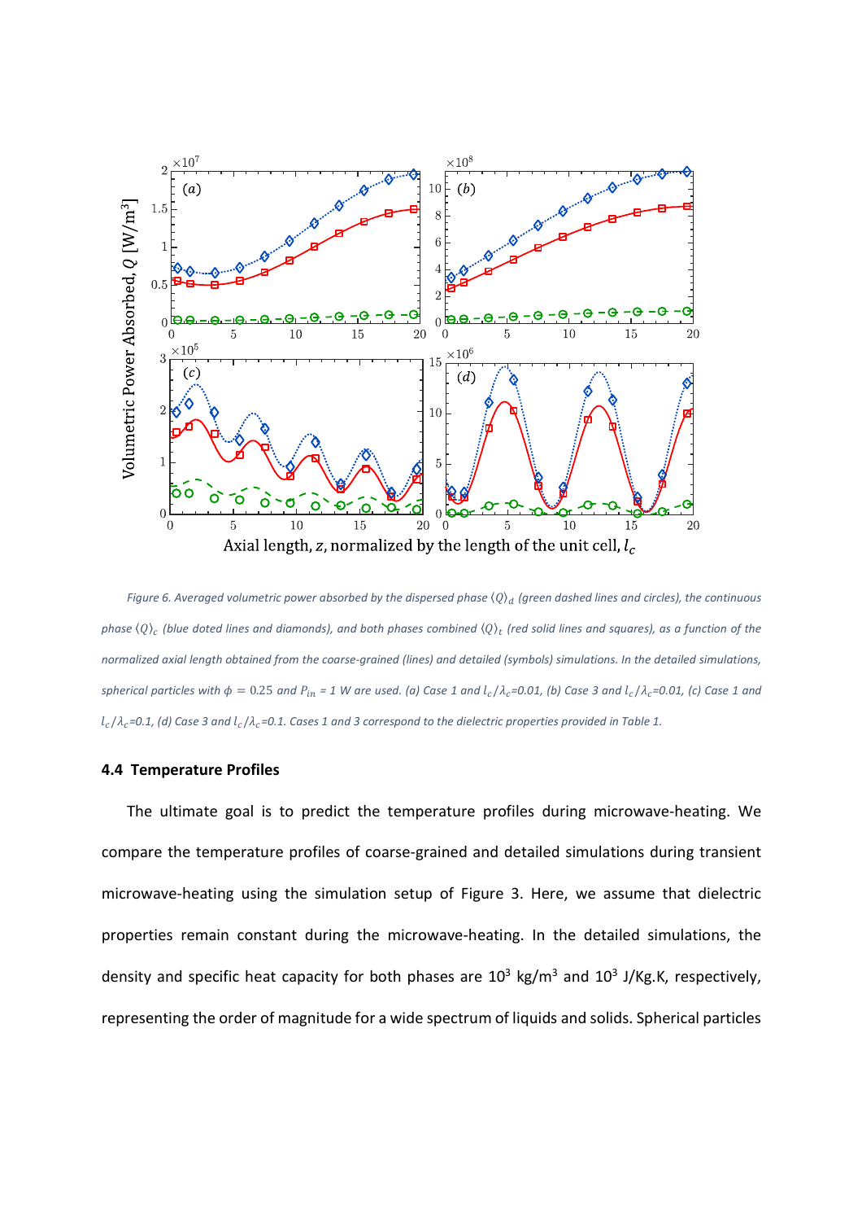*Figure 6. Averaged volumetric power absorbed by the dispersed phase $\langle Q \rangle_d$ (green dashed lines and circles), the continuous phase $\langle Q \rangle_c$ (blue doted lines and diamonds), and both phases combined $\langle Q \rangle_t$ (red solid lines and squares), as a function of the normalized axial length obtained from the coarse-grained (lines) and detailed (symbols) simulations. In the detailed simulations, spherical particles with $\phi = 0.25$ and $P_{in}$ = 1 W are used. (a) Case 1 and $l_c/\lambda_c$=0.01, (b) Case 3 and $l_c/\lambda_c$=0.01, (c) Case 1 and $l_c/\lambda_c$=0.1, (d) Case 3 and $l_c/\lambda_c$=0.1. Cases 1 and 3 correspond to the dielectric properties provided in Table 1.*

### 4.4 Temperature Profiles

The ultimate goal is to predict the temperature profiles during microwave-heating. We compare the temperature profiles of coarse-grained and detailed simulations during transient microwave-heating using the simulation setup of Figure 3. Here, we assume that dielectric properties remain constant during the microwave-heating. In the detailed simulations, the density and specific heat capacity for both phases are $10^3$ kg/m$^3$ and $10^3$ J/Kg.K, respectively, representing the order of magnitude for a wide spectrum of liquids and solids. Spherical particles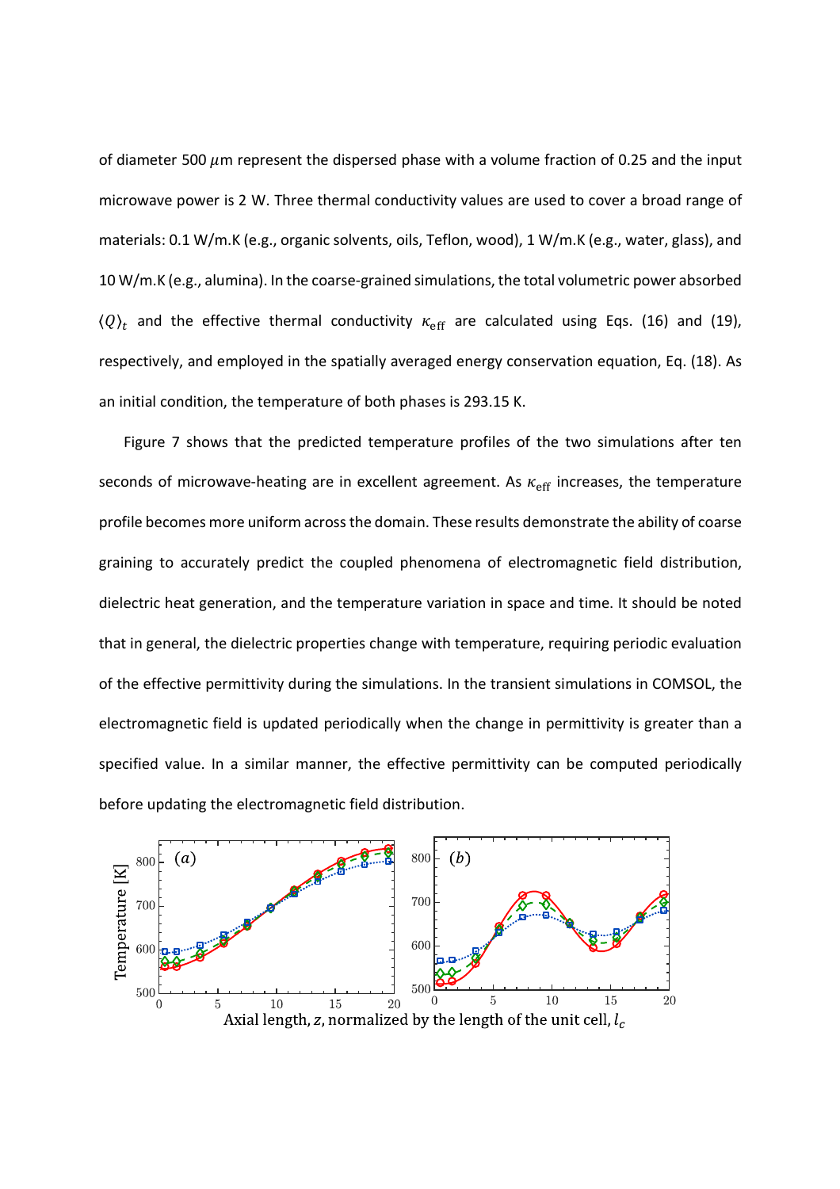of diameter 500 $\mu$m represent the dispersed phase with a volume fraction of 0.25 and the input microwave power is 2 W. Three thermal conductivity values are used to cover a broad range of materials: 0.1 W/m.K (e.g., organic solvents, oils, Teflon, wood), 1 W/m.K (e.g., water, glass), and 10 W/m.K (e.g., alumina). In the coarse-grained simulations, the total volumetric power absorbed $\langle Q \rangle_t$ and the effective thermal conductivity $\kappa_{\mathrm{eff}}$ are calculated using Eqs. (16) and (19), respectively, and employed in the spatially averaged energy conservation equation, Eq. (18). As an initial condition, the temperature of both phases is 293.15 K.

Figure 7 shows that the predicted temperature profiles of the two simulations after ten seconds of microwave-heating are in excellent agreement. As $\kappa_{\mathrm{eff}}$ increases, the temperature profile becomes more uniform across the domain. These results demonstrate the ability of coarse graining to accurately predict the coupled phenomena of electromagnetic field distribution, dielectric heat generation, and the temperature variation in space and time. It should be noted that in general, the dielectric properties change with temperature, requiring periodic evaluation of the effective permittivity during the simulations. In the transient simulations in COMSOL, the electromagnetic field is updated periodically when the change in permittivity is greater than a specified value. In a similar manner, the effective permittivity can be computed periodically before updating the electromagnetic field distribution.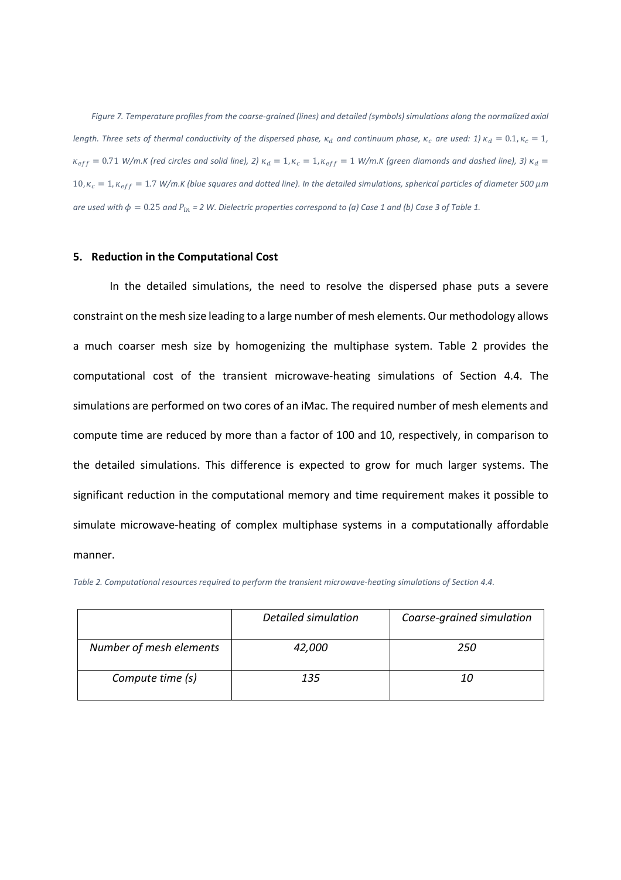*Figure 7. Temperature profiles from the coarse-grained (lines) and detailed (symbols) simulations along the normalized axial length. Three sets of thermal conductivity of the dispersed phase, $\kappa_d$ and continuum phase, $\kappa_c$ are used: 1) $\kappa_d = 0.1, \kappa_c = 1$, $\kappa_{eff} = 0.71$ W/m.K (red circles and solid line), 2) $\kappa_d = 1, \kappa_c = 1, \kappa_{eff} = 1$ W/m.K (green diamonds and dashed line), 3) $\kappa_d = 10, \kappa_c = 1, \kappa_{eff} = 1.7$ W/m.K (blue squares and dotted line). In the detailed simulations, spherical particles of diameter 500 $\mu m$ are used with $\phi = 0.25$ and $P_{in}$ = 2 W. Dielectric properties correspond to (a) Case 1 and (b) Case 3 of Table 1.*

## 5. Reduction in the Computational Cost

In the detailed simulations, the need to resolve the dispersed phase puts a severe constraint on the mesh size leading to a large number of mesh elements. Our methodology allows a much coarser mesh size by homogenizing the multiphase system. Table 2 provides the computational cost of the transient microwave-heating simulations of Section 4.4. The simulations are performed on two cores of an iMac. The required number of mesh elements and compute time are reduced by more than a factor of 100 and 10, respectively, in comparison to the detailed simulations. This difference is expected to grow for much larger systems. The significant reduction in the computational memory and time requirement makes it possible to simulate microwave-heating of complex multiphase systems in a computationally affordable manner.

*Table 2. Computational resources required to perform the transient microwave-heating simulations of Section 4.4.*

| | *Detailed simulation* | *Coarse-grained simulation* |
|---|---|---|
| *Number of mesh elements* | *42,000* | *250* |
| *Compute time (s)* | *135* | *10* |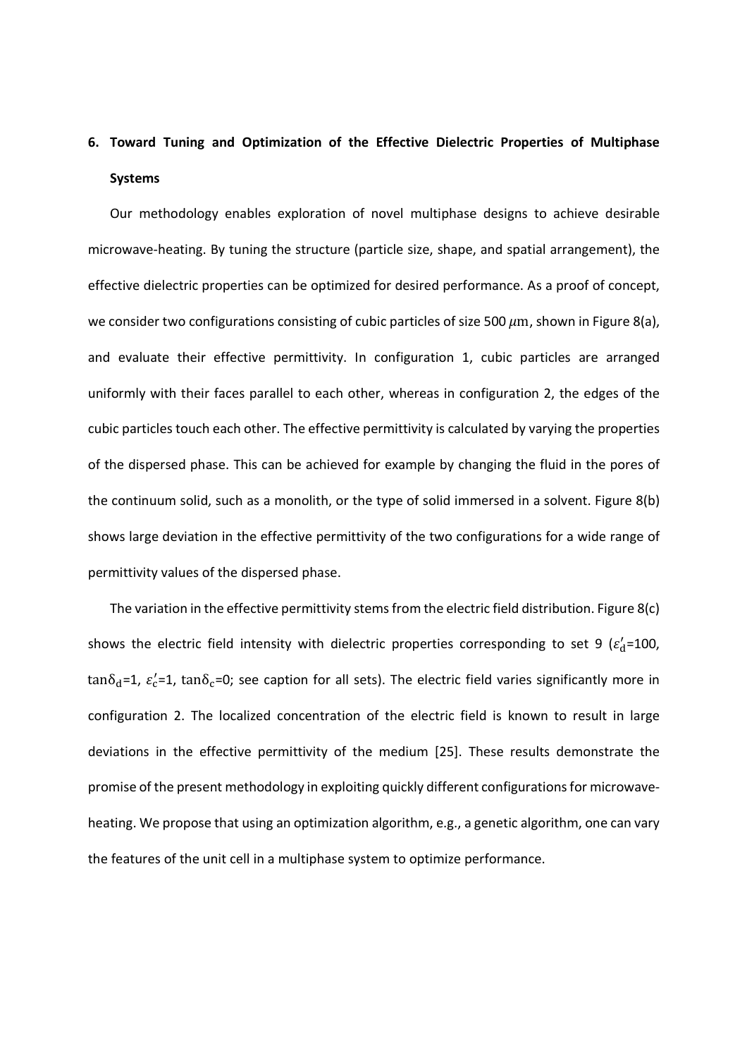## 6. Toward Tuning and Optimization of the Effective Dielectric Properties of Multiphase Systems

Our methodology enables exploration of novel multiphase designs to achieve desirable microwave-heating. By tuning the structure (particle size, shape, and spatial arrangement), the effective dielectric properties can be optimized for desired performance. As a proof of concept, we consider two configurations consisting of cubic particles of size 500 $\mu\mathrm{m}$, shown in Figure 8(a), and evaluate their effective permittivity. In configuration 1, cubic particles are arranged uniformly with their faces parallel to each other, whereas in configuration 2, the edges of the cubic particles touch each other. The effective permittivity is calculated by varying the properties of the dispersed phase. This can be achieved for example by changing the fluid in the pores of the continuum solid, such as a monolith, or the type of solid immersed in a solvent. Figure 8(b) shows large deviation in the effective permittivity of the two configurations for a wide range of permittivity values of the dispersed phase.

The variation in the effective permittivity stems from the electric field distribution. Figure 8(c) shows the electric field intensity with dielectric properties corresponding to set 9 ($\varepsilon_{\mathrm{d}}'$=100, $\tan\delta_{\mathrm{d}}$=1, $\varepsilon_{\mathrm{c}}'$=1, $\tan\delta_{\mathrm{c}}$=0; see caption for all sets). The electric field varies significantly more in configuration 2. The localized concentration of the electric field is known to result in large deviations in the effective permittivity of the medium [25]. These results demonstrate the promise of the present methodology in exploiting quickly different configurations for microwave-heating. We propose that using an optimization algorithm, e.g., a genetic algorithm, one can vary the features of the unit cell in a multiphase system to optimize performance.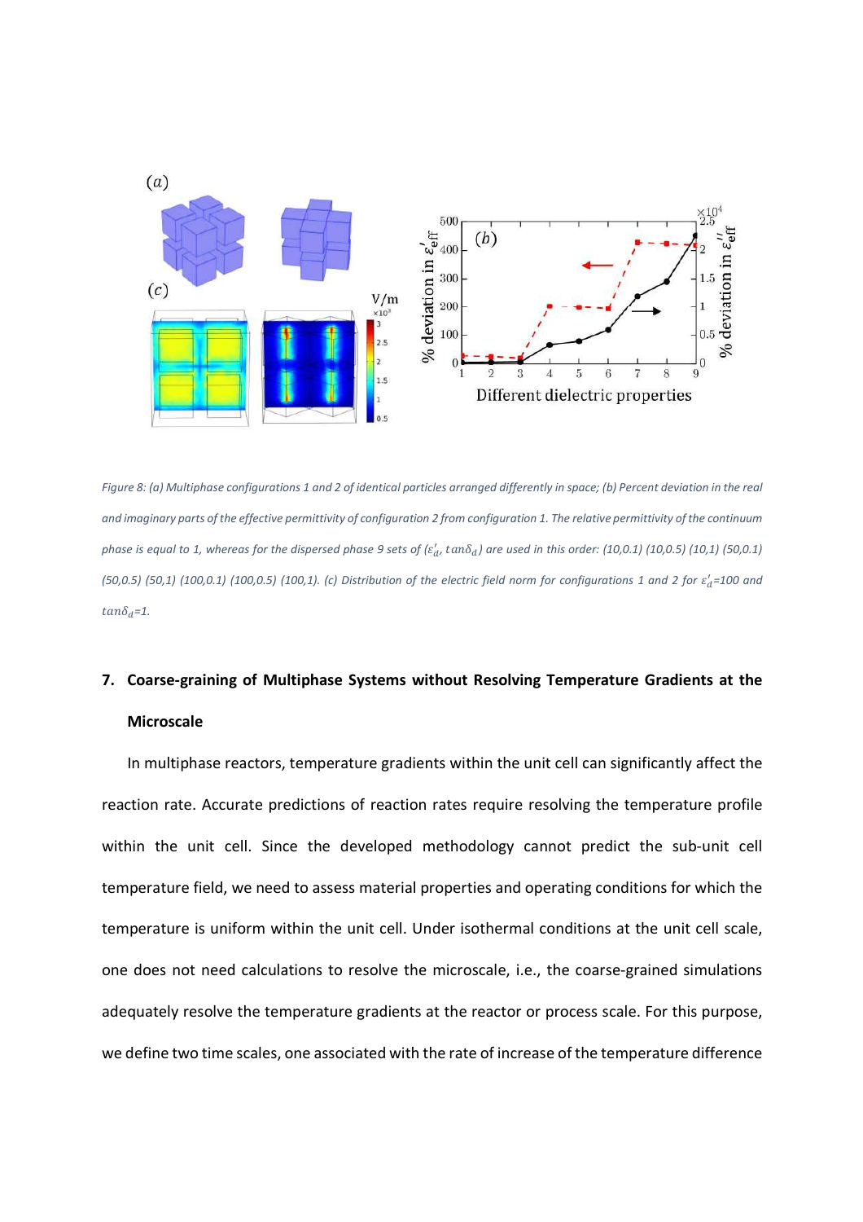*Figure 8: (a) Multiphase configurations 1 and 2 of identical particles arranged differently in space; (b) Percent deviation in the real and imaginary parts of the effective permittivity of configuration 2 from configuration 1. The relative permittivity of the continuum phase is equal to 1, whereas for the dispersed phase 9 sets of ($\varepsilon_d'$, $tan\delta_d$) are used in this order: (10,0.1) (10,0.5) (10,1) (50,0.1) (50,0.5) (50,1) (100,0.1) (100,0.5) (100,1). (c) Distribution of the electric field norm for configurations 1 and 2 for $\varepsilon_d'$=100 and $tan\delta_d$=1.*

## 7. Coarse-graining of Multiphase Systems without Resolving Temperature Gradients at the Microscale

In multiphase reactors, temperature gradients within the unit cell can significantly affect the reaction rate. Accurate predictions of reaction rates require resolving the temperature profile within the unit cell. Since the developed methodology cannot predict the sub-unit cell temperature field, we need to assess material properties and operating conditions for which the temperature is uniform within the unit cell. Under isothermal conditions at the unit cell scale, one does not need calculations to resolve the microscale, i.e., the coarse-grained simulations adequately resolve the temperature gradients at the reactor or process scale. For this purpose, we define two time scales, one associated with the rate of increase of the temperature difference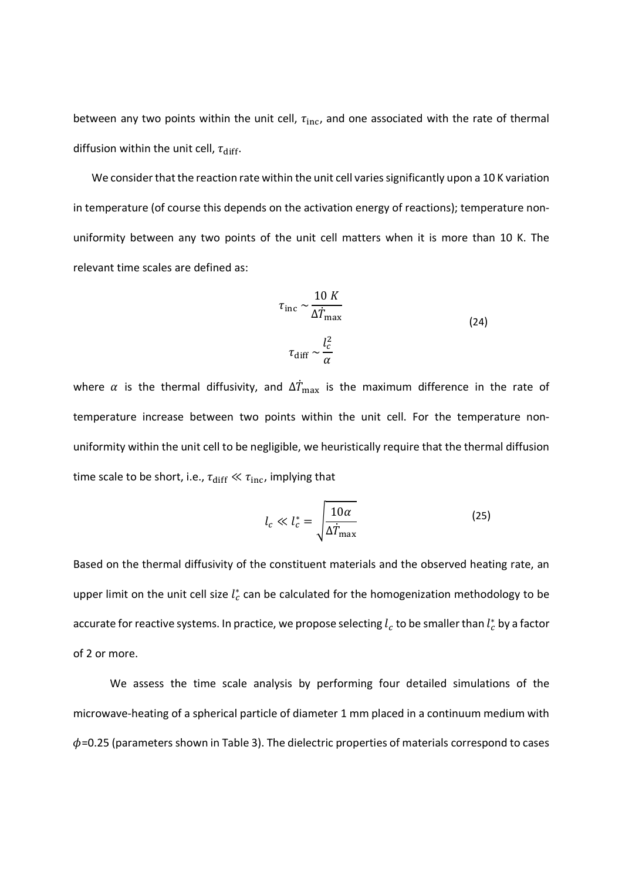between any two points within the unit cell, $\tau_{\text{inc}}$, and one associated with the rate of thermal diffusion within the unit cell, $\tau_{\text{diff}}$.

We consider that the reaction rate within the unit cell varies significantly upon a 10 K variation in temperature (of course this depends on the activation energy of reactions); temperature non-uniformity between any two points of the unit cell matters when it is more than 10 K. The relevant time scales are defined as:

$$\tau_{\text{inc}} \sim \frac{10\ K}{\Delta \dot{T}_{\text{max}}} \qquad \tau_{\text{diff}} \sim \frac{l_c^2}{\alpha} \tag{24}$$

where $\alpha$ is the thermal diffusivity, and $\Delta \dot{T}_{\text{max}}$ is the maximum difference in the rate of temperature increase between two points within the unit cell. For the temperature non-uniformity within the unit cell to be negligible, we heuristically require that the thermal diffusion time scale to be short, i.e., $\tau_{\text{diff}} \ll \tau_{\text{inc}}$, implying that

$$l_c \ll l_c^* = \sqrt{\frac{10\alpha}{\Delta \dot{T}_{\text{max}}}} \tag{25}$$

Based on the thermal diffusivity of the constituent materials and the observed heating rate, an upper limit on the unit cell size $l_c^*$ can be calculated for the homogenization methodology to be accurate for reactive systems. In practice, we propose selecting $l_c$ to be smaller than $l_c^*$ by a factor of 2 or more.

We assess the time scale analysis by performing four detailed simulations of the microwave-heating of a spherical particle of diameter 1 mm placed in a continuum medium with $\phi$=0.25 (parameters shown in Table 3). The dielectric properties of materials correspond to cases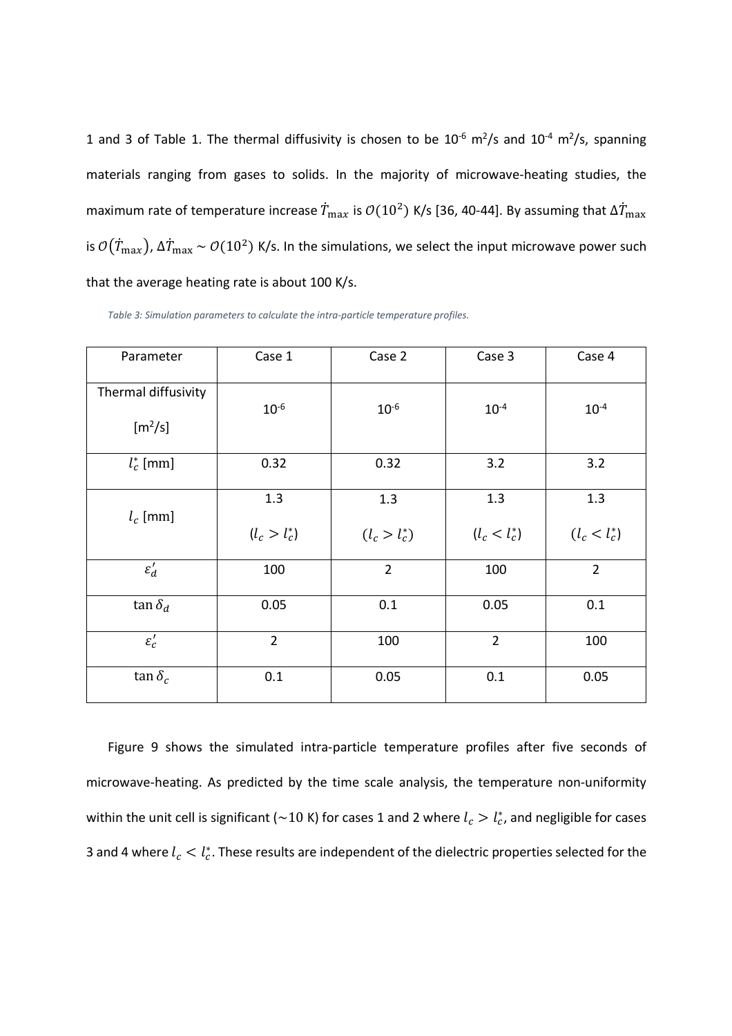1 and 3 of Table 1. The thermal diffusivity is chosen to be $10^{-6}$ m$^2$/s and $10^{-4}$ m$^2$/s, spanning materials ranging from gases to solids. In the majority of microwave-heating studies, the maximum rate of temperature increase $\dot{T}_{\max}$ is $\mathcal{O}(10^2)$ K/s [36, 40-44]. By assuming that $\Delta\dot{T}_{\max}$ is $\mathcal{O}(\dot{T}_{\max})$, $\Delta\dot{T}_{\max} \sim \mathcal{O}(10^2)$ K/s. In the simulations, we select the input microwave power such that the average heating rate is about 100 K/s.

*Table 3: Simulation parameters to calculate the intra-particle temperature profiles.*

| Parameter | Case 1 | Case 2 | Case 3 | Case 4 |
|---|---|---|---|---|
| Thermal diffusivity [m$^2$/s] | $10^{-6}$ | $10^{-6}$ | $10^{-4}$ | $10^{-4}$ |
| $l_c^*$ [mm] | 0.32 | 0.32 | 3.2 | 3.2 |
| $l_c$ [mm] | 1.3 ($l_c > l_c^*$) | 1.3 ($l_c > l_c^*$) | 1.3 ($l_c < l_c^*$) | 1.3 ($l_c < l_c^*$) |
| $\varepsilon_d'$ | 100 | 2 | 100 | 2 |
| $\tan\delta_d$ | 0.05 | 0.1 | 0.05 | 0.1 |
| $\varepsilon_c'$ | 2 | 100 | 2 | 100 |
| $\tan\delta_c$ | 0.1 | 0.05 | 0.1 | 0.05 |

Figure 9 shows the simulated intra-particle temperature profiles after five seconds of microwave-heating. As predicted by the time scale analysis, the temperature non-uniformity within the unit cell is significant ($\sim$10 K) for cases 1 and 2 where $l_c > l_c^*$, and negligible for cases 3 and 4 where $l_c < l_c^*$. These results are independent of the dielectric properties selected for the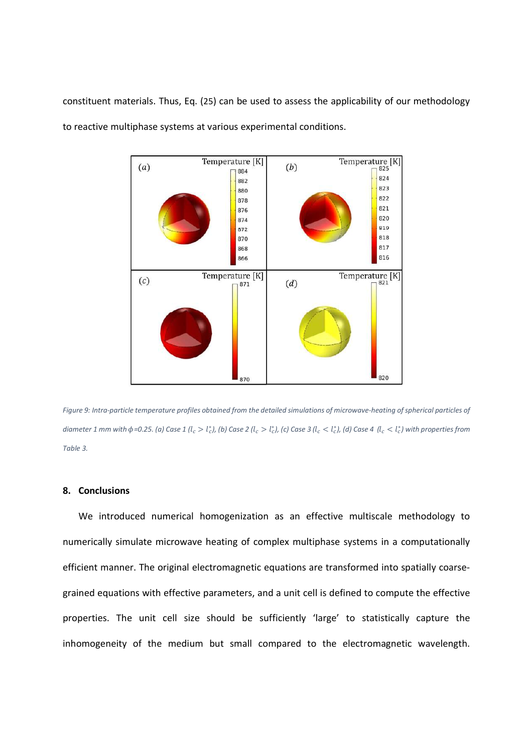constituent materials. Thus, Eq. (25) can be used to assess the applicability of our methodology to reactive multiphase systems at various experimental conditions.

*Figure 9: Intra-particle temperature profiles obtained from the detailed simulations of microwave-heating of spherical particles of diameter 1 mm with $\phi$=0.25. (a) Case 1 ($l_c > l_c^*$), (b) Case 2 ($l_c > l_c^*$), (c) Case 3 ($l_c < l_c^*$), (d) Case 4 ($l_c < l_c^*$) with properties from Table 3.*

## 8. Conclusions

We introduced numerical homogenization as an effective multiscale methodology to numerically simulate microwave heating of complex multiphase systems in a computationally efficient manner. The original electromagnetic equations are transformed into spatially coarse-grained equations with effective parameters, and a unit cell is defined to compute the effective properties. The unit cell size should be sufficiently 'large' to statistically capture the inhomogeneity of the medium but small compared to the electromagnetic wavelength.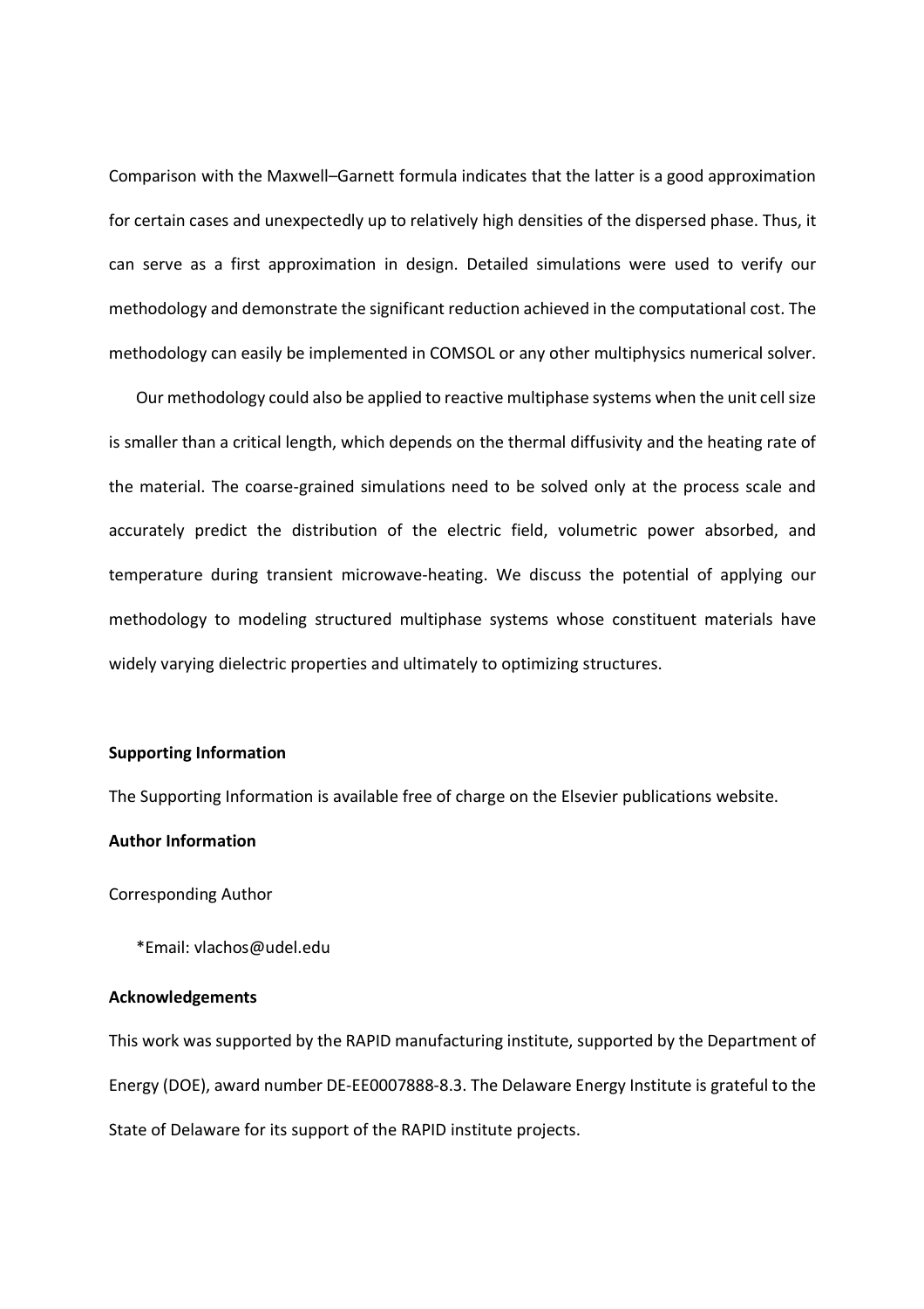Comparison with the Maxwell–Garnett formula indicates that the latter is a good approximation for certain cases and unexpectedly up to relatively high densities of the dispersed phase. Thus, it can serve as a first approximation in design. Detailed simulations were used to verify our methodology and demonstrate the significant reduction achieved in the computational cost. The methodology can easily be implemented in COMSOL or any other multiphysics numerical solver.

Our methodology could also be applied to reactive multiphase systems when the unit cell size is smaller than a critical length, which depends on the thermal diffusivity and the heating rate of the material. The coarse-grained simulations need to be solved only at the process scale and accurately predict the distribution of the electric field, volumetric power absorbed, and temperature during transient microwave-heating. We discuss the potential of applying our methodology to modeling structured multiphase systems whose constituent materials have widely varying dielectric properties and ultimately to optimizing structures.

**Supporting Information**

The Supporting Information is available free of charge on the Elsevier publications website.

**Author Information**

Corresponding Author

*Email: vlachos@udel.edu

**Acknowledgements**

This work was supported by the RAPID manufacturing institute, supported by the Department of Energy (DOE), award number DE-EE0007888-8.3. The Delaware Energy Institute is grateful to the State of Delaware for its support of the RAPID institute projects.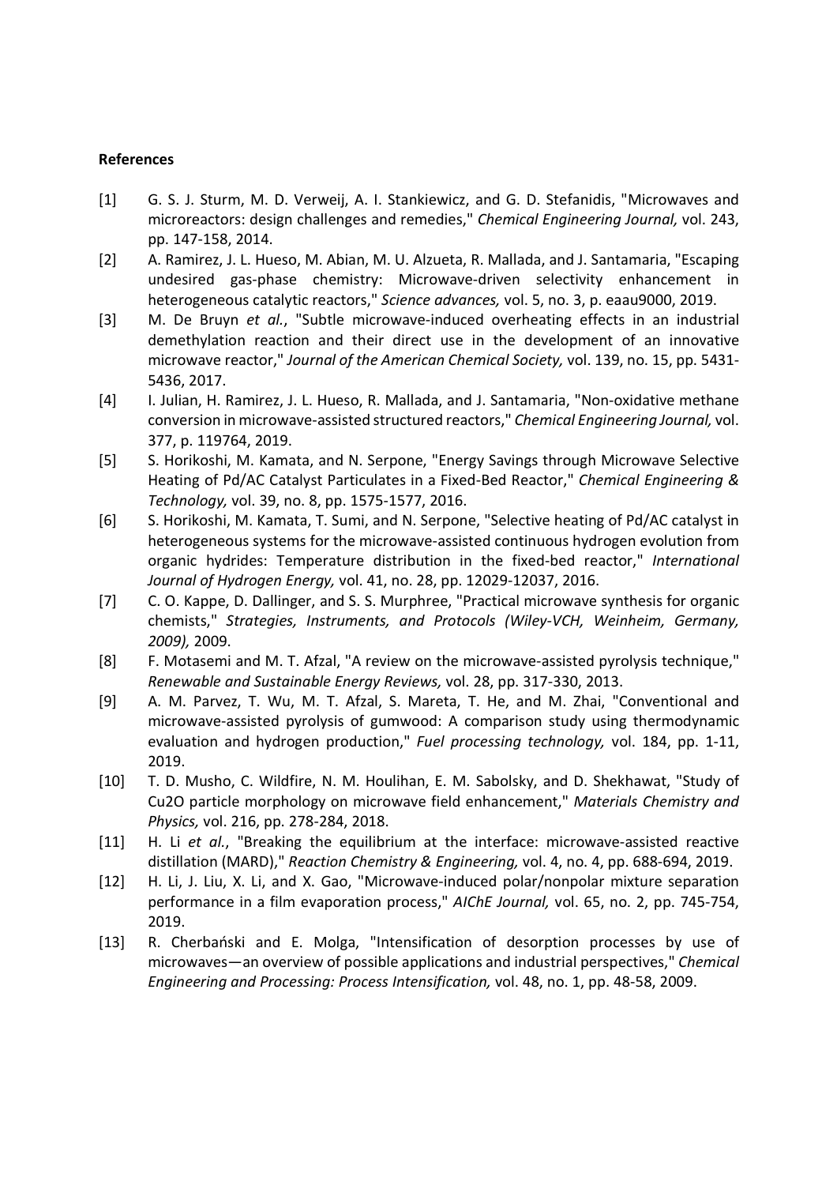**References**

[1] G. S. J. Sturm, M. D. Verweij, A. I. Stankiewicz, and G. D. Stefanidis, "Microwaves and microreactors: design challenges and remedies," *Chemical Engineering Journal,* vol. 243, pp. 147-158, 2014.

[2] A. Ramirez, J. L. Hueso, M. Abian, M. U. Alzueta, R. Mallada, and J. Santamaria, "Escaping undesired gas-phase chemistry: Microwave-driven selectivity enhancement in heterogeneous catalytic reactors," *Science advances,* vol. 5, no. 3, p. eaau9000, 2019.

[3] M. De Bruyn *et al.*, "Subtle microwave-induced overheating effects in an industrial demethylation reaction and their direct use in the development of an innovative microwave reactor," *Journal of the American Chemical Society,* vol. 139, no. 15, pp. 5431-5436, 2017.

[4] I. Julian, H. Ramirez, J. L. Hueso, R. Mallada, and J. Santamaria, "Non-oxidative methane conversion in microwave-assisted structured reactors," *Chemical Engineering Journal,* vol. 377, p. 119764, 2019.

[5] S. Horikoshi, M. Kamata, and N. Serpone, "Energy Savings through Microwave Selective Heating of Pd/AC Catalyst Particulates in a Fixed-Bed Reactor," *Chemical Engineering & Technology,* vol. 39, no. 8, pp. 1575-1577, 2016.

[6] S. Horikoshi, M. Kamata, T. Sumi, and N. Serpone, "Selective heating of Pd/AC catalyst in heterogeneous systems for the microwave-assisted continuous hydrogen evolution from organic hydrides: Temperature distribution in the fixed-bed reactor," *International Journal of Hydrogen Energy,* vol. 41, no. 28, pp. 12029-12037, 2016.

[7] C. O. Kappe, D. Dallinger, and S. S. Murphree, "Practical microwave synthesis for organic chemists," *Strategies, Instruments, and Protocols (Wiley-VCH, Weinheim, Germany, 2009),* 2009.

[8] F. Motasemi and M. T. Afzal, "A review on the microwave-assisted pyrolysis technique," *Renewable and Sustainable Energy Reviews,* vol. 28, pp. 317-330, 2013.

[9] A. M. Parvez, T. Wu, M. T. Afzal, S. Mareta, T. He, and M. Zhai, "Conventional and microwave-assisted pyrolysis of gumwood: A comparison study using thermodynamic evaluation and hydrogen production," *Fuel processing technology,* vol. 184, pp. 1-11, 2019.

[10] T. D. Musho, C. Wildfire, N. M. Houlihan, E. M. Sabolsky, and D. Shekhawat, "Study of Cu2O particle morphology on microwave field enhancement," *Materials Chemistry and Physics,* vol. 216, pp. 278-284, 2018.

[11] H. Li *et al.*, "Breaking the equilibrium at the interface: microwave-assisted reactive distillation (MARD)," *Reaction Chemistry & Engineering,* vol. 4, no. 4, pp. 688-694, 2019.

[12] H. Li, J. Liu, X. Li, and X. Gao, "Microwave-induced polar/nonpolar mixture separation performance in a film evaporation process," *AIChE Journal,* vol. 65, no. 2, pp. 745-754, 2019.

[13] R. Cherbański and E. Molga, "Intensification of desorption processes by use of microwaves—an overview of possible applications and industrial perspectives," *Chemical Engineering and Processing: Process Intensification,* vol. 48, no. 1, pp. 48-58, 2009.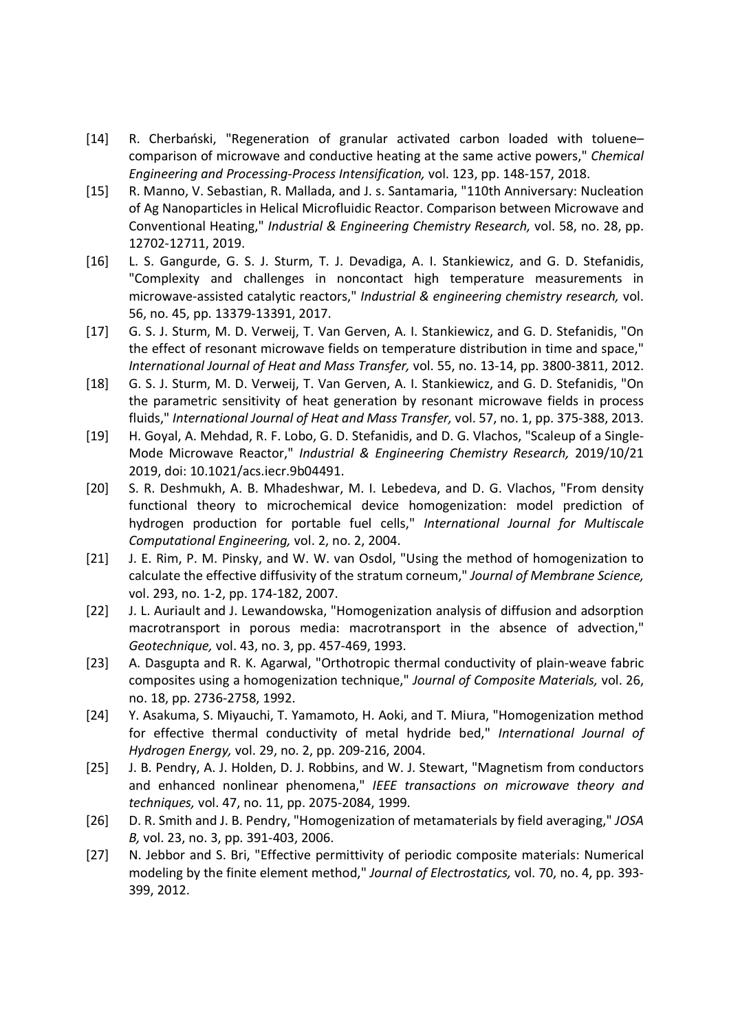[14] R. Cherbański, "Regeneration of granular activated carbon loaded with toluene–comparison of microwave and conductive heating at the same active powers," *Chemical Engineering and Processing-Process Intensification,* vol. 123, pp. 148-157, 2018.

[15] R. Manno, V. Sebastian, R. Mallada, and J. s. Santamaria, "110th Anniversary: Nucleation of Ag Nanoparticles in Helical Microfluidic Reactor. Comparison between Microwave and Conventional Heating," *Industrial & Engineering Chemistry Research,* vol. 58, no. 28, pp. 12702-12711, 2019.

[16] L. S. Gangurde, G. S. J. Sturm, T. J. Devadiga, A. I. Stankiewicz, and G. D. Stefanidis, "Complexity and challenges in noncontact high temperature measurements in microwave-assisted catalytic reactors," *Industrial & engineering chemistry research,* vol. 56, no. 45, pp. 13379-13391, 2017.

[17] G. S. J. Sturm, M. D. Verweij, T. Van Gerven, A. I. Stankiewicz, and G. D. Stefanidis, "On the effect of resonant microwave fields on temperature distribution in time and space," *International Journal of Heat and Mass Transfer,* vol. 55, no. 13-14, pp. 3800-3811, 2012.

[18] G. S. J. Sturm, M. D. Verweij, T. Van Gerven, A. I. Stankiewicz, and G. D. Stefanidis, "On the parametric sensitivity of heat generation by resonant microwave fields in process fluids," *International Journal of Heat and Mass Transfer,* vol. 57, no. 1, pp. 375-388, 2013.

[19] H. Goyal, A. Mehdad, R. F. Lobo, G. D. Stefanidis, and D. G. Vlachos, "Scaleup of a Single-Mode Microwave Reactor," *Industrial & Engineering Chemistry Research,* 2019/10/21 2019, doi: 10.1021/acs.iecr.9b04491.

[20] S. R. Deshmukh, A. B. Mhadeshwar, M. I. Lebedeva, and D. G. Vlachos, "From density functional theory to microchemical device homogenization: model prediction of hydrogen production for portable fuel cells," *International Journal for Multiscale Computational Engineering,* vol. 2, no. 2, 2004.

[21] J. E. Rim, P. M. Pinsky, and W. W. van Osdol, "Using the method of homogenization to calculate the effective diffusivity of the stratum corneum," *Journal of Membrane Science,* vol. 293, no. 1-2, pp. 174-182, 2007.

[22] J. L. Auriault and J. Lewandowska, "Homogenization analysis of diffusion and adsorption macrotransport in porous media: macrotransport in the absence of advection," *Geotechnique,* vol. 43, no. 3, pp. 457-469, 1993.

[23] A. Dasgupta and R. K. Agarwal, "Orthotropic thermal conductivity of plain-weave fabric composites using a homogenization technique," *Journal of Composite Materials,* vol. 26, no. 18, pp. 2736-2758, 1992.

[24] Y. Asakuma, S. Miyauchi, T. Yamamoto, H. Aoki, and T. Miura, "Homogenization method for effective thermal conductivity of metal hydride bed," *International Journal of Hydrogen Energy,* vol. 29, no. 2, pp. 209-216, 2004.

[25] J. B. Pendry, A. J. Holden, D. J. Robbins, and W. J. Stewart, "Magnetism from conductors and enhanced nonlinear phenomena," *IEEE transactions on microwave theory and techniques,* vol. 47, no. 11, pp. 2075-2084, 1999.

[26] D. R. Smith and J. B. Pendry, "Homogenization of metamaterials by field averaging," *JOSA B,* vol. 23, no. 3, pp. 391-403, 2006.

[27] N. Jebbor and S. Bri, "Effective permittivity of periodic composite materials: Numerical modeling by the finite element method," *Journal of Electrostatics,* vol. 70, no. 4, pp. 393-399, 2012.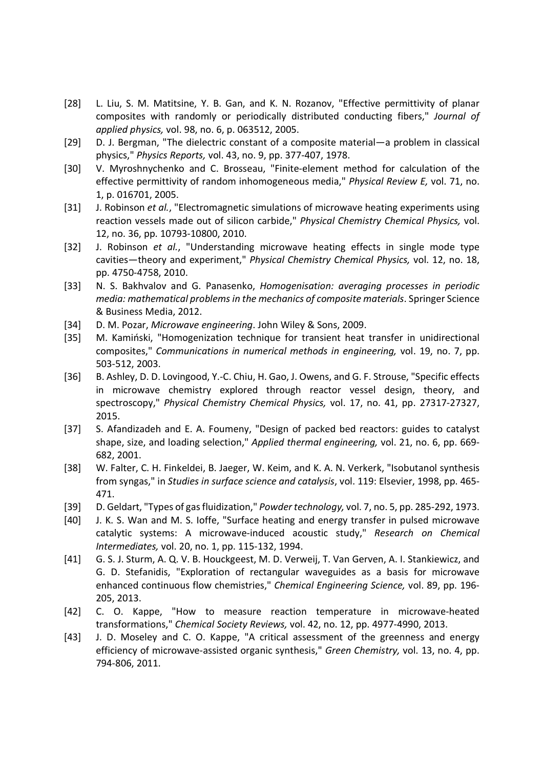[28] L. Liu, S. M. Matitsine, Y. B. Gan, and K. N. Rozanov, "Effective permittivity of planar composites with randomly or periodically distributed conducting fibers," *Journal of applied physics,* vol. 98, no. 6, p. 063512, 2005.

[29] D. J. Bergman, "The dielectric constant of a composite material—a problem in classical physics," *Physics Reports,* vol. 43, no. 9, pp. 377-407, 1978.

[30] V. Myroshnychenko and C. Brosseau, "Finite-element method for calculation of the effective permittivity of random inhomogeneous media," *Physical Review E,* vol. 71, no. 1, p. 016701, 2005.

[31] J. Robinson *et al.*, "Electromagnetic simulations of microwave heating experiments using reaction vessels made out of silicon carbide," *Physical Chemistry Chemical Physics,* vol. 12, no. 36, pp. 10793-10800, 2010.

[32] J. Robinson *et al.*, "Understanding microwave heating effects in single mode type cavities—theory and experiment," *Physical Chemistry Chemical Physics,* vol. 12, no. 18, pp. 4750-4758, 2010.

[33] N. S. Bakhvalov and G. Panasenko, *Homogenisation: averaging processes in periodic media: mathematical problems in the mechanics of composite materials*. Springer Science & Business Media, 2012.

[34] D. M. Pozar, *Microwave engineering*. John Wiley & Sons, 2009.

[35] M. Kamiński, "Homogenization technique for transient heat transfer in unidirectional composites," *Communications in numerical methods in engineering,* vol. 19, no. 7, pp. 503-512, 2003.

[36] B. Ashley, D. D. Lovingood, Y.-C. Chiu, H. Gao, J. Owens, and G. F. Strouse, "Specific effects in microwave chemistry explored through reactor vessel design, theory, and spectroscopy," *Physical Chemistry Chemical Physics,* vol. 17, no. 41, pp. 27317-27327, 2015.

[37] S. Afandizadeh and E. A. Foumeny, "Design of packed bed reactors: guides to catalyst shape, size, and loading selection," *Applied thermal engineering,* vol. 21, no. 6, pp. 669-682, 2001.

[38] W. Falter, C. H. Finkeldei, B. Jaeger, W. Keim, and K. A. N. Verkerk, "Isobutanol synthesis from syngas," in *Studies in surface science and catalysis*, vol. 119: Elsevier, 1998, pp. 465-471.

[39] D. Geldart, "Types of gas fluidization," *Powder technology,* vol. 7, no. 5, pp. 285-292, 1973.

[40] J. K. S. Wan and M. S. Ioffe, "Surface heating and energy transfer in pulsed microwave catalytic systems: A microwave-induced acoustic study," *Research on Chemical Intermediates,* vol. 20, no. 1, pp. 115-132, 1994.

[41] G. S. J. Sturm, A. Q. V. B. Houckgeest, M. D. Verweij, T. Van Gerven, A. I. Stankiewicz, and G. D. Stefanidis, "Exploration of rectangular waveguides as a basis for microwave enhanced continuous flow chemistries," *Chemical Engineering Science,* vol. 89, pp. 196-205, 2013.

[42] C. O. Kappe, "How to measure reaction temperature in microwave-heated transformations," *Chemical Society Reviews,* vol. 42, no. 12, pp. 4977-4990, 2013.

[43] J. D. Moseley and C. O. Kappe, "A critical assessment of the greenness and energy efficiency of microwave-assisted organic synthesis," *Green Chemistry,* vol. 13, no. 4, pp. 794-806, 2011.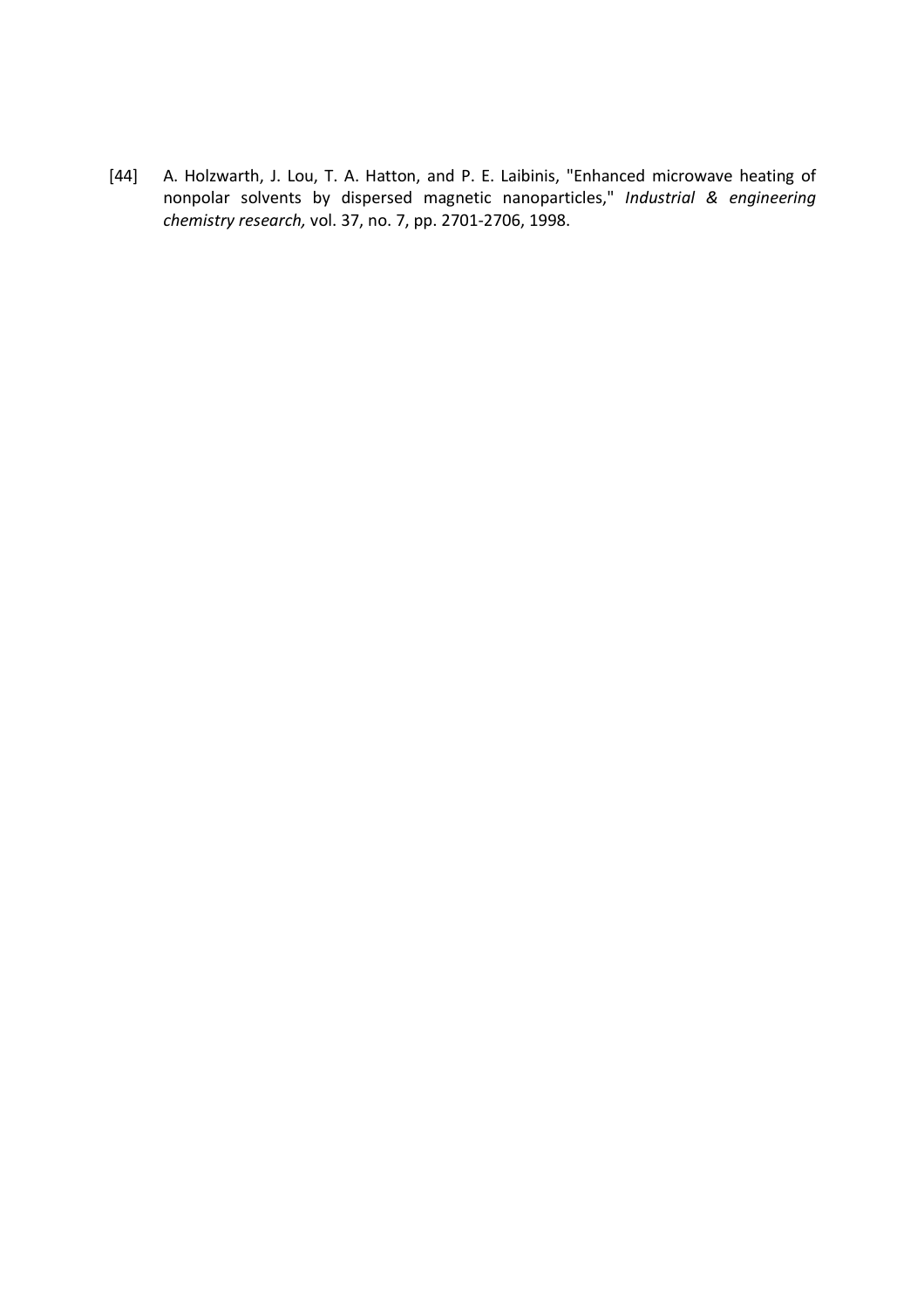[44] A. Holzwarth, J. Lou, T. A. Hatton, and P. E. Laibinis, "Enhanced microwave heating of nonpolar solvents by dispersed magnetic nanoparticles," *Industrial & engineering chemistry research,* vol. 37, no. 7, pp. 2701-2706, 1998.